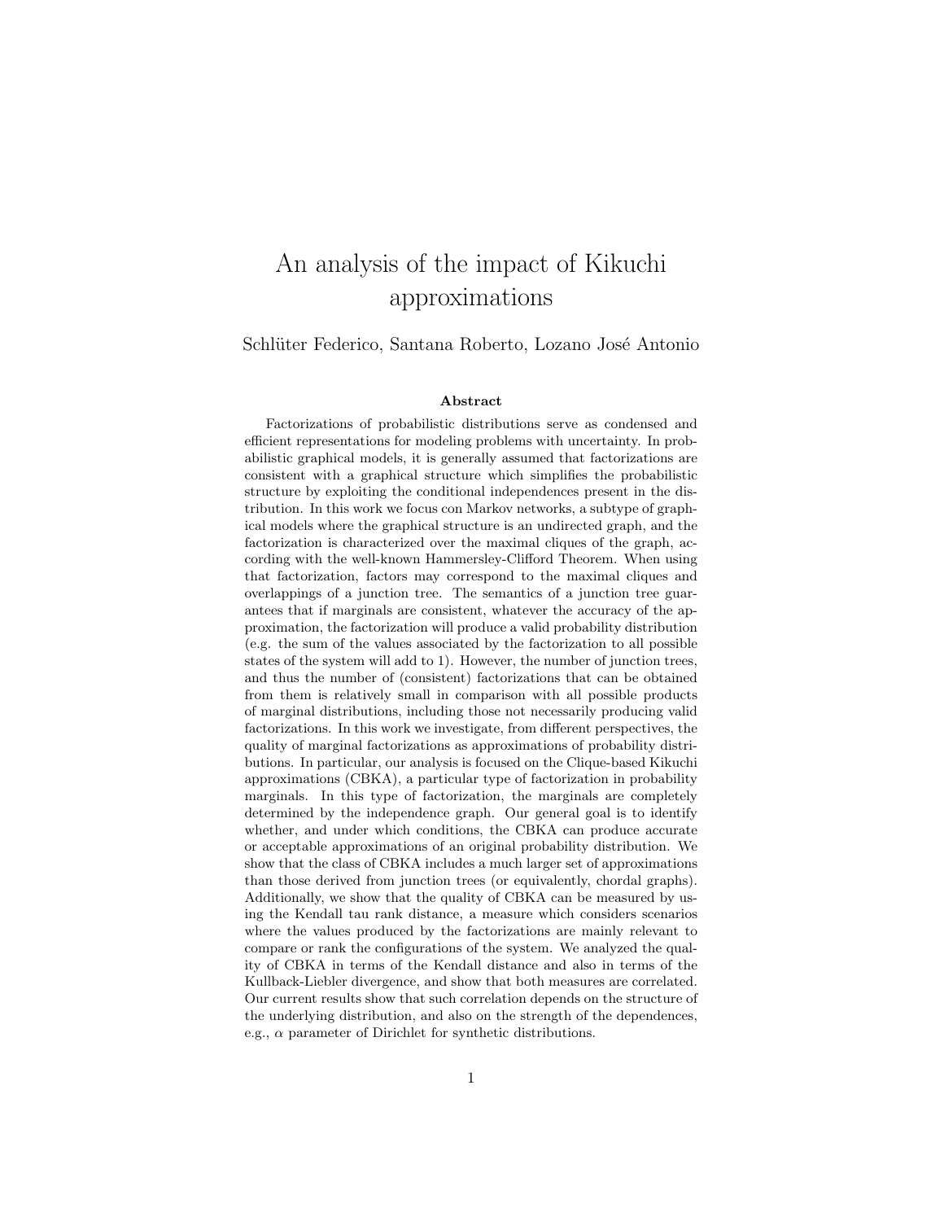# An analysis of the impact of Kikuchi approximations

Schlüter Federico, Santana Roberto, Lozano José Antonio

### Abstract

Factorizations of probabilistic distributions serve as condensed and efficient representations for modeling problems with uncertainty. In probabilistic graphical models, it is generally assumed that factorizations are consistent with a graphical structure which simplifies the probabilistic structure by exploiting the conditional independences present in the distribution. In this work we focus con Markov networks, a subtype of graphical models where the graphical structure is an undirected graph, and the factorization is characterized over the maximal cliques of the graph, according with the well-known Hammersley-Clifford Theorem. When using that factorization, factors may correspond to the maximal cliques and overlappings of a junction tree. The semantics of a junction tree guarantees that if marginals are consistent, whatever the accuracy of the approximation, the factorization will produce a valid probability distribution (e.g. the sum of the values associated by the factorization to all possible states of the system will add to 1). However, the number of junction trees, and thus the number of (consistent) factorizations that can be obtained from them is relatively small in comparison with all possible products of marginal distributions, including those not necessarily producing valid factorizations. In this work we investigate, from different perspectives, the quality of marginal factorizations as approximations of probability distributions. In particular, our analysis is focused on the Clique-based Kikuchi approximations (CBKA), a particular type of factorization in probability marginals. In this type of factorization, the marginals are completely determined by the independence graph. Our general goal is to identify whether, and under which conditions, the CBKA can produce accurate or acceptable approximations of an original probability distribution. We show that the class of CBKA includes a much larger set of approximations than those derived from junction trees (or equivalently, chordal graphs). Additionally, we show that the quality of CBKA can be measured by using the Kendall tau rank distance, a measure which considers scenarios where the values produced by the factorizations are mainly relevant to compare or rank the configurations of the system. We analyzed the quality of CBKA in terms of the Kendall distance and also in terms of the Kullback-Liebler divergence, and show that both measures are correlated. Our current results show that such correlation depends on the structure of the underlying distribution, and also on the strength of the dependences, e.g., $\alpha$ parameter of Dirichlet for synthetic distributions.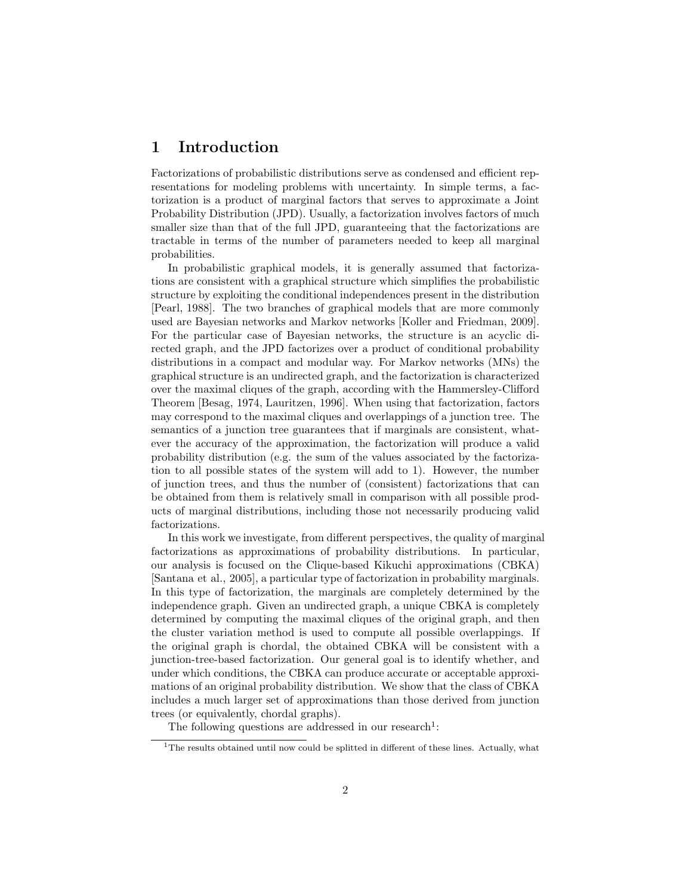# 1 Introduction

Factorizations of probabilistic distributions serve as condensed and efficient representations for modeling problems with uncertainty. In simple terms, a factorization is a product of marginal factors that serves to approximate a Joint Probability Distribution (JPD). Usually, a factorization involves factors of much smaller size than that of the full JPD, guaranteeing that the factorizations are tractable in terms of the number of parameters needed to keep all marginal probabilities.

In probabilistic graphical models, it is generally assumed that factorizations are consistent with a graphical structure which simplifies the probabilistic structure by exploiting the conditional independences present in the distribution [Pearl, 1988]. The two branches of graphical models that are more commonly used are Bayesian networks and Markov networks [Koller and Friedman, 2009]. For the particular case of Bayesian networks, the structure is an acyclic directed graph, and the JPD factorizes over a product of conditional probability distributions in a compact and modular way. For Markov networks (MNs) the graphical structure is an undirected graph, and the factorization is characterized over the maximal cliques of the graph, according with the Hammersley-Clifford Theorem [Besag, 1974, Lauritzen, 1996]. When using that factorization, factors may correspond to the maximal cliques and overlappings of a junction tree. The semantics of a junction tree guarantees that if marginals are consistent, whatever the accuracy of the approximation, the factorization will produce a valid probability distribution (e.g. the sum of the values associated by the factorization to all possible states of the system will add to 1). However, the number of junction trees, and thus the number of (consistent) factorizations that can be obtained from them is relatively small in comparison with all possible products of marginal distributions, including those not necessarily producing valid factorizations.

In this work we investigate, from different perspectives, the quality of marginal factorizations as approximations of probability distributions. In particular, our analysis is focused on the Clique-based Kikuchi approximations (CBKA) [Santana et al., 2005], a particular type of factorization in probability marginals. In this type of factorization, the marginals are completely determined by the independence graph. Given an undirected graph, a unique CBKA is completely determined by computing the maximal cliques of the original graph, and then the cluster variation method is used to compute all possible overlappings. If the original graph is chordal, the obtained CBKA will be consistent with a junction-tree-based factorization. Our general goal is to identify whether, and under which conditions, the CBKA can produce accurate or acceptable approximations of an original probability distribution. We show that the class of CBKA includes a much larger set of approximations than those derived from junction trees (or equivalently, chordal graphs).

The following questions are addressed in our research[1]:

[1] The results obtained until now could be splitted in different of these lines. Actually, what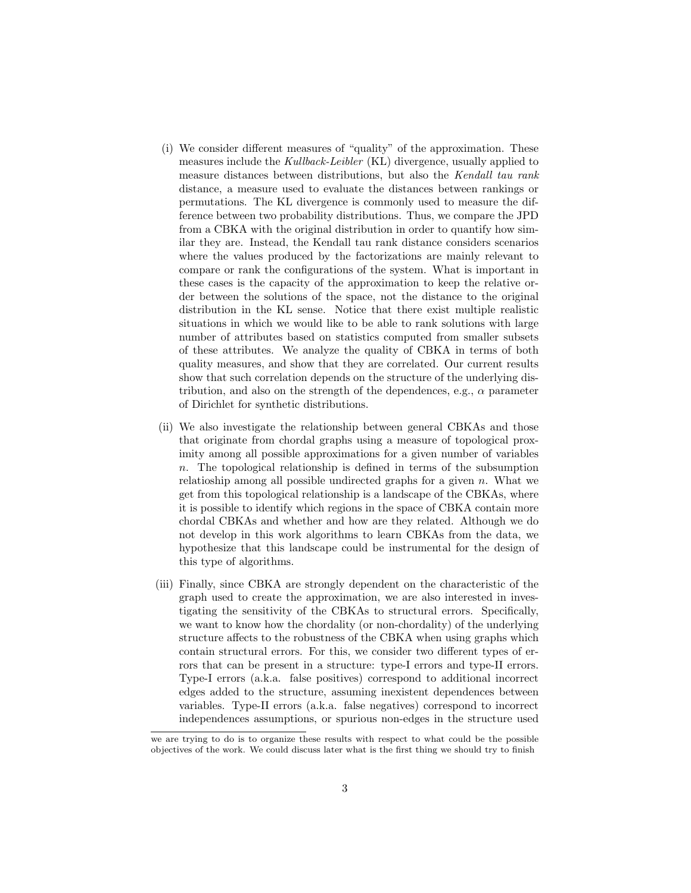(i) We consider different measures of "quality" of the approximation. These measures include the *Kullback-Leibler* (KL) divergence, usually applied to measure distances between distributions, but also the *Kendall tau rank* distance, a measure used to evaluate the distances between rankings or permutations. The KL divergence is commonly used to measure the difference between two probability distributions. Thus, we compare the JPD from a CBKA with the original distribution in order to quantify how similar they are. Instead, the Kendall tau rank distance considers scenarios where the values produced by the factorizations are mainly relevant to compare or rank the configurations of the system. What is important in these cases is the capacity of the approximation to keep the relative order between the solutions of the space, not the distance to the original distribution in the KL sense. Notice that there exist multiple realistic situations in which we would like to be able to rank solutions with large number of attributes based on statistics computed from smaller subsets of these attributes. We analyze the quality of CBKA in terms of both quality measures, and show that they are correlated. Our current results show that such correlation depends on the structure of the underlying distribution, and also on the strength of the dependences, e.g., $\alpha$ parameter of Dirichlet for synthetic distributions.

(ii) We also investigate the relationship between general CBKAs and those that originate from chordal graphs using a measure of topological proximity among all possible approximations for a given number of variables $n$. The topological relationship is defined in terms of the subsumption relatioship among all possible undirected graphs for a given $n$. What we get from this topological relationship is a landscape of the CBKAs, where it is possible to identify which regions in the space of CBKA contain more chordal CBKAs and whether and how are they related. Although we do not develop in this work algorithms to learn CBKAs from the data, we hypothesize that this landscape could be instrumental for the design of this type of algorithms.

(iii) Finally, since CBKA are strongly dependent on the characteristic of the graph used to create the approximation, we are also interested in investigating the sensitivity of the CBKAs to structural errors. Specifically, we want to know how the chordality (or non-chordality) of the underlying structure affects to the robustness of the CBKA when using graphs which contain structural errors. For this, we consider two different types of errors that can be present in a structure: type-I errors and type-II errors. Type-I errors (a.k.a. false positives) correspond to additional incorrect edges added to the structure, assuming inexistent dependences between variables. Type-II errors (a.k.a. false negatives) correspond to incorrect independences assumptions, or spurious non-edges in the structure used

---

we are trying to do is to organize these results with respect to what could be the possible objectives of the work. We could discuss later what is the first thing we should try to finish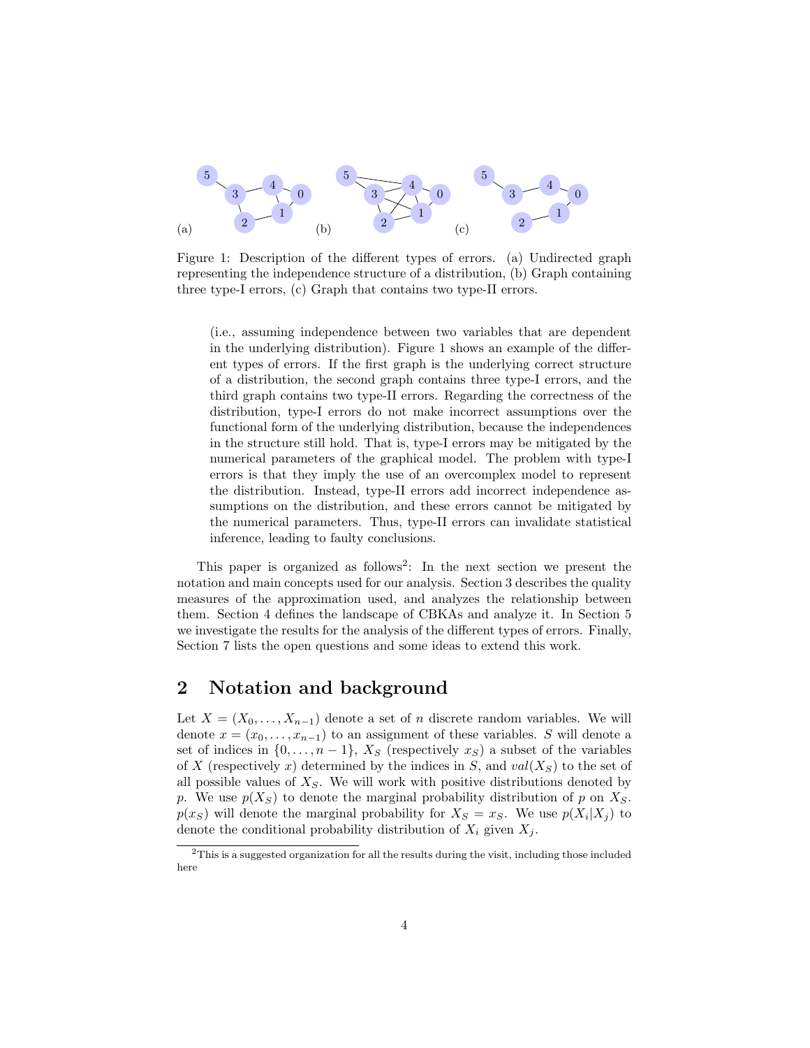(a)

(b)

(c)

Figure 1: Description of the different types of errors. (a) Undirected graph representing the independence structure of a distribution, (b) Graph containing three type-I errors, (c) Graph that contains two type-II errors.

> (i.e., assuming independence between two variables that are dependent in the underlying distribution). Figure 1 shows an example of the different types of errors. If the first graph is the underlying correct structure of a distribution, the second graph contains three type-I errors, and the third graph contains two type-II errors. Regarding the correctness of the distribution, type-I errors do not make incorrect assumptions over the functional form of the underlying distribution, because the independences in the structure still hold. That is, type-I errors may be mitigated by the numerical parameters of the graphical model. The problem with type-I errors is that they imply the use of an overcomplex model to represent the distribution. Instead, type-II errors add incorrect independence assumptions on the distribution, and these errors cannot be mitigated by the numerical parameters. Thus, type-II errors can invalidate statistical inference, leading to faulty conclusions.

This paper is organized as follows[2]: In the next section we present the notation and main concepts used for our analysis. Section 3 describes the quality measures of the approximation used, and analyzes the relationship between them. Section 4 defines the landscape of CBKAs and analyze it. In Section 5 we investigate the results for the analysis of the different types of errors. Finally, Section 7 lists the open questions and some ideas to extend this work.

## 2 Notation and background

Let $X = (X_0, \ldots, X_{n-1})$ denote a set of $n$ discrete random variables. We will denote $x = (x_0, \ldots, x_{n-1})$ to an assignment of these variables. $S$ will denote a set of indices in $\{0, \ldots, n-1\}$, $X_S$ (respectively $x_S$) a subset of the variables of $X$ (respectively $x$) determined by the indices in $S$, and $val(X_S)$ to the set of all possible values of $X_S$. We will work with positive distributions denoted by $p$. We use $p(X_S)$ to denote the marginal probability distribution of $p$ on $X_S$. $p(x_S)$ will denote the marginal probability for $X_S = x_S$. We use $p(X_i|X_j)$ to denote the conditional probability distribution of $X_i$ given $X_j$.

[2] This is a suggested organization for all the results during the visit, including those included here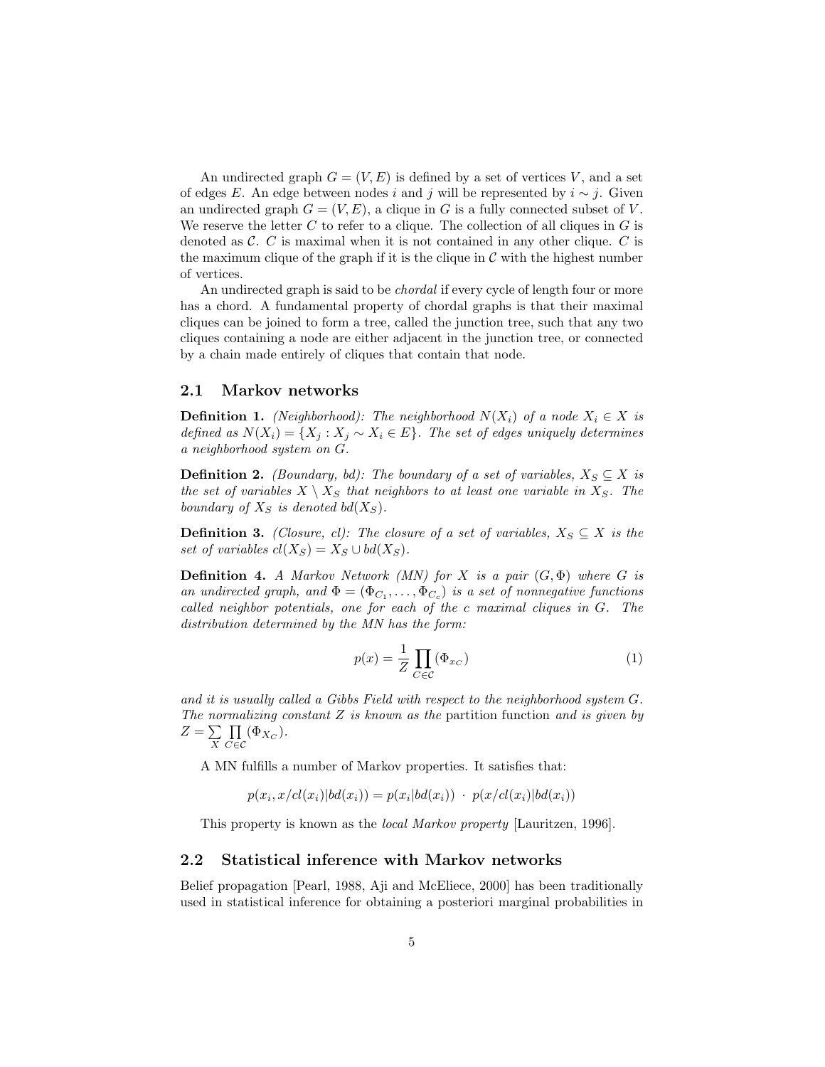An undirected graph $G = (V, E)$ is defined by a set of vertices $V$, and a set of edges $E$. An edge between nodes $i$ and $j$ will be represented by $i \sim j$. Given an undirected graph $G = (V, E)$, a clique in $G$ is a fully connected subset of $V$. We reserve the letter $C$ to refer to a clique. The collection of all cliques in $G$ is denoted as $\mathcal{C}$. $C$ is maximal when it is not contained in any other clique. $C$ is the maximum clique of the graph if it is the clique in $\mathcal{C}$ with the highest number of vertices.

An undirected graph is said to be *chordal* if every cycle of length four or more has a chord. A fundamental property of chordal graphs is that their maximal cliques can be joined to form a tree, called the junction tree, such that any two cliques containing a node are either adjacent in the junction tree, or connected by a chain made entirely of cliques that contain that node.

## 2.1 Markov networks

**Definition 1.** *(Neighborhood): The neighborhood $N(X_i)$ of a node $X_i \in X$ is defined as $N(X_i) = \{X_j : X_j \sim X_i \in E\}$. The set of edges uniquely determines a neighborhood system on $G$.*

**Definition 2.** *(Boundary, bd): The boundary of a set of variables, $X_S \subseteq X$ is the set of variables $X \setminus X_S$ that neighbors to at least one variable in $X_S$. The boundary of $X_S$ is denoted $bd(X_S)$.*

**Definition 3.** *(Closure, cl): The closure of a set of variables, $X_S \subseteq X$ is the set of variables $cl(X_S) = X_S \cup bd(X_S)$.*

**Definition 4.** *A Markov Network (MN) for $X$ is a pair $(G, \Phi)$ where $G$ is an undirected graph, and $\Phi = (\Phi_{C_1}, \ldots, \Phi_{C_c})$ is a set of nonnegative functions called neighbor potentials, one for each of the $c$ maximal cliques in $G$. The distribution determined by the MN has the form:*

$$p(x) = \frac{1}{Z} \prod_{C \in \mathcal{C}} (\Phi_{x_C}) \tag{1}$$

*and it is usually called a Gibbs Field with respect to the neighborhood system $G$. The normalizing constant $Z$ is known as the* partition function *and is given by $Z = \sum\limits_{X} \prod\limits_{C \in \mathcal{C}} (\Phi_{X_C})$.*

A MN fulfills a number of Markov properties. It satisfies that:

$$p(x_i, x/cl(x_i)|bd(x_i)) = p(x_i|bd(x_i)) \cdot p(x/cl(x_i)|bd(x_i))$$

This property is known as the *local Markov property* [Lauritzen, 1996].

## 2.2 Statistical inference with Markov networks

Belief propagation [Pearl, 1988, Aji and McEliece, 2000] has been traditionally used in statistical inference for obtaining a posteriori marginal probabilities in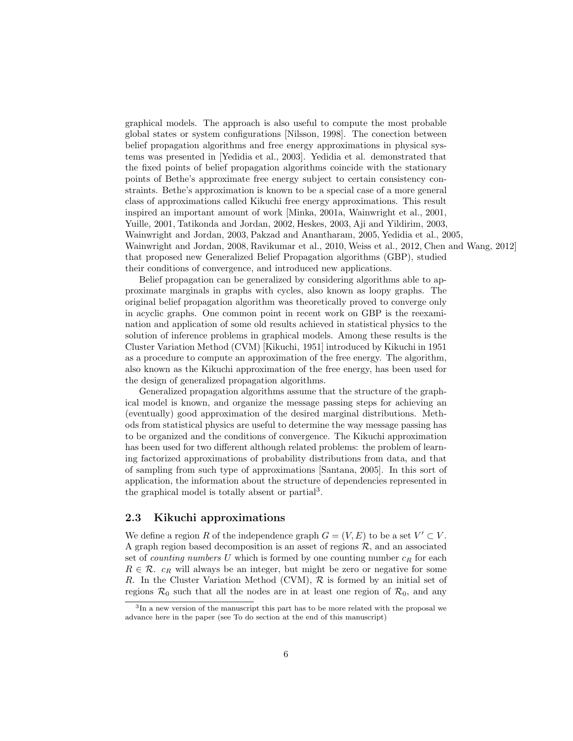graphical models. The approach is also useful to compute the most probable global states or system configurations [Nilsson, 1998]. The conection between belief propagation algorithms and free energy approximations in physical systems was presented in [Yedidia et al., 2003]. Yedidia et al. demonstrated that the fixed points of belief propagation algorithms coincide with the stationary points of Bethe's approximate free energy subject to certain consistency constraints. Bethe's approximation is known to be a special case of a more general class of approximations called Kikuchi free energy approximations. This result inspired an important amount of work [Minka, 2001a, Wainwright et al., 2001, Yuille, 2001, Tatikonda and Jordan, 2002, Heskes, 2003, Aji and Yildirim, 2003, Wainwright and Jordan, 2003, Pakzad and Anantharam, 2005, Yedidia et al., 2005, Wainwright and Jordan, 2008, Ravikumar et al., 2010, Weiss et al., 2012, Chen and Wang, 2012] that proposed new Generalized Belief Propagation algorithms (GBP), studied their conditions of convergence, and introduced new applications.

Belief propagation can be generalized by considering algorithms able to approximate marginals in graphs with cycles, also known as loopy graphs. The original belief propagation algorithm was theoretically proved to converge only in acyclic graphs. One common point in recent work on GBP is the reexamination and application of some old results achieved in statistical physics to the solution of inference problems in graphical models. Among these results is the Cluster Variation Method (CVM) [Kikuchi, 1951] introduced by Kikuchi in 1951 as a procedure to compute an approximation of the free energy. The algorithm, also known as the Kikuchi approximation of the free energy, has been used for the design of generalized propagation algorithms.

Generalized propagation algorithms assume that the structure of the graphical model is known, and organize the message passing steps for achieving an (eventually) good approximation of the desired marginal distributions. Methods from statistical physics are useful to determine the way message passing has to be organized and the conditions of convergence. The Kikuchi approximation has been used for two different although related problems: the problem of learning factorized approximations of probability distributions from data, and that of sampling from such type of approximations [Santana, 2005]. In this sort of application, the information about the structure of dependencies represented in the graphical model is totally absent or partial[3].

## 2.3 Kikuchi approximations

We define a region $R$ of the independence graph $G = (V, E)$ to be a set $V' \subset V$. A graph region based decomposition is an asset of regions $\mathcal{R}$, and an associated set of *counting numbers* $U$ which is formed by one counting number $c_R$ for each $R \in \mathcal{R}$. $c_R$ will always be an integer, but might be zero or negative for some $R$. In the Cluster Variation Method (CVM), $\mathcal{R}$ is formed by an initial set of regions $\mathcal{R}_0$ such that all the nodes are in at least one region of $\mathcal{R}_0$, and any

[3] In a new version of the manuscript this part has to be more related with the proposal we advance here in the paper (see To do section at the end of this manuscript)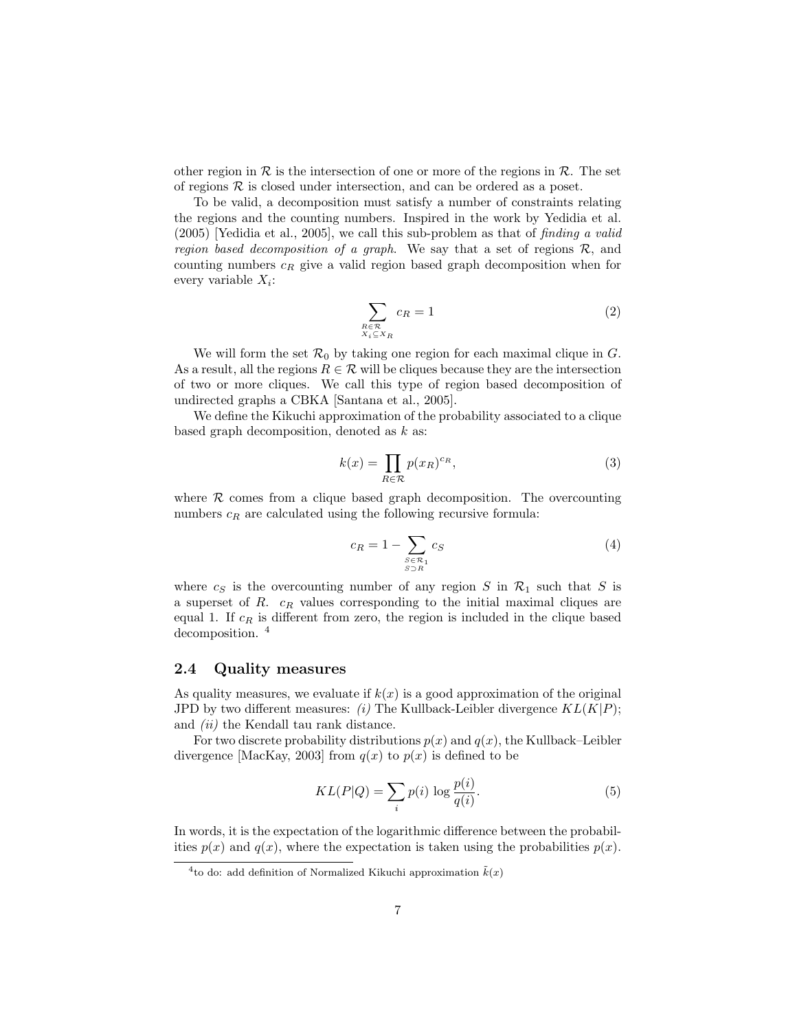other region in $\mathcal{R}$ is the intersection of one or more of the regions in $\mathcal{R}$. The set of regions $\mathcal{R}$ is closed under intersection, and can be ordered as a poset.

To be valid, a decomposition must satisfy a number of constraints relating the regions and the counting numbers. Inspired in the work by Yedidia et al. (2005) [Yedidia et al., 2005], we call this sub-problem as that of *finding a valid region based decomposition of a graph*. We say that a set of regions $\mathcal{R}$, and counting numbers $c_R$ give a valid region based graph decomposition when for every variable $X_i$:

$$\sum_{\substack{R \in \mathcal{R} \\ X_i \subseteq X_R}} c_R = 1 \tag{2}$$

We will form the set $\mathcal{R}_0$ by taking one region for each maximal clique in $G$. As a result, all the regions $R \in \mathcal{R}$ will be cliques because they are the intersection of two or more cliques. We call this type of region based decomposition of undirected graphs a CBKA [Santana et al., 2005].

We define the Kikuchi approximation of the probability associated to a clique based graph decomposition, denoted as $k$ as:

$$k(x) = \prod_{R \in \mathcal{R}} p(x_R)^{c_R}, \tag{3}$$

where $\mathcal{R}$ comes from a clique based graph decomposition. The overcounting numbers $c_R$ are calculated using the following recursive formula:

$$c_R = 1 - \sum_{\substack{S \in \mathcal{R}_1 \\ S \supset R}} c_S \tag{4}$$

where $c_S$ is the overcounting number of any region $S$ in $\mathcal{R}_1$ such that $S$ is a superset of $R$. $c_R$ values corresponding to the initial maximal cliques are equal 1. If $c_R$ is different from zero, the region is included in the clique based decomposition. [4]

## 2.4 Quality measures

As quality measures, we evaluate if $k(x)$ is a good approximation of the original JPD by two different measures: *(i)* The Kullback-Leibler divergence $KL(K|P)$; and *(ii)* the Kendall tau rank distance.

For two discrete probability distributions $p(x)$ and $q(x)$, the Kullback–Leibler divergence [MacKay, 2003] from $q(x)$ to $p(x)$ is defined to be

$$KL(P|Q) = \sum_i p(i) \log \frac{p(i)}{q(i)}. \tag{5}$$

In words, it is the expectation of the logarithmic difference between the probabilities $p(x)$ and $q(x)$, where the expectation is taken using the probabilities $p(x)$.

[4] to do: add definition of Normalized Kikuchi approximation $\tilde{k}(x)$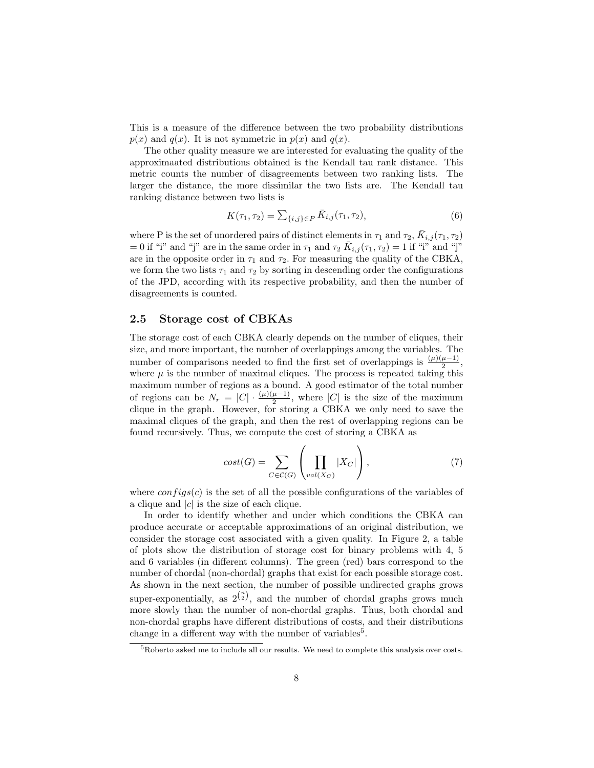This is a measure of the difference between the two probability distributions $p(x)$ and $q(x)$. It is not symmetric in $p(x)$ and $q(x)$.

The other quality measure we are interested for evaluating the quality of the approximaated distributions obtained is the Kendall tau rank distance. This metric counts the number of disagreements between two ranking lists. The larger the distance, the more dissimilar the two lists are. The Kendall tau ranking distance between two lists is

$$K(\tau_1, \tau_2) = \sum_{\{i,j\} \in P} \bar{K}_{i,j}(\tau_1, \tau_2), \tag{6}$$

where P is the set of unordered pairs of distinct elements in $\tau_1$ and $\tau_2$, $\bar{K}_{i,j}(\tau_1, \tau_2) = 0$ if "i" and "j" are in the same order in $\tau_1$ and $\tau_2$ $\bar{K}_{i,j}(\tau_1, \tau_2) = 1$ if "i" and "j" are in the opposite order in $\tau_1$ and $\tau_2$. For measuring the quality of the CBKA, we form the two lists $\tau_1$ and $\tau_2$ by sorting in descending order the configurations of the JPD, according with its respective probability, and then the number of disagreements is counted.

## 2.5 Storage cost of CBKAs

The storage cost of each CBKA clearly depends on the number of cliques, their size, and more important, the number of overlappings among the variables. The number of comparisons needed to find the first set of overlappings is $\frac{(\mu)(\mu-1)}{2}$, where $\mu$ is the number of maximal cliques. The process is repeated taking this maximum number of regions as a bound. A good estimator of the total number of regions can be $N_r = |C| \cdot \frac{(\mu)(\mu-1)}{2}$, where $|C|$ is the size of the maximum clique in the graph. However, for storing a CBKA we only need to save the maximal cliques of the graph, and then the rest of overlapping regions can be found recursively. Thus, we compute the cost of storing a CBKA as

$$cost(G) = \sum_{C \in \mathcal{C}(G)} \left( \prod_{val(X_C)} |X_C| \right), \tag{7}$$

where $configs(c)$ is the set of all the possible configurations of the variables of a clique and $|c|$ is the size of each clique.

In order to identify whether and under which conditions the CBKA can produce accurate or acceptable approximations of an original distribution, we consider the storage cost associated with a given quality. In Figure 2, a table of plots show the distribution of storage cost for binary problems with 4, 5 and 6 variables (in different columns). The green (red) bars correspond to the number of chordal (non-chordal) graphs that exist for each possible storage cost. As shown in the next section, the number of possible undirected graphs grows super-exponentially, as $2^{\binom{n}{2}}$, and the number of chordal graphs grows much more slowly than the number of non-chordal graphs. Thus, both chordal and non-chordal graphs have different distributions of costs, and their distributions change in a different way with the number of variables[5].

[5] Roberto asked me to include all our results. We need to complete this analysis over costs.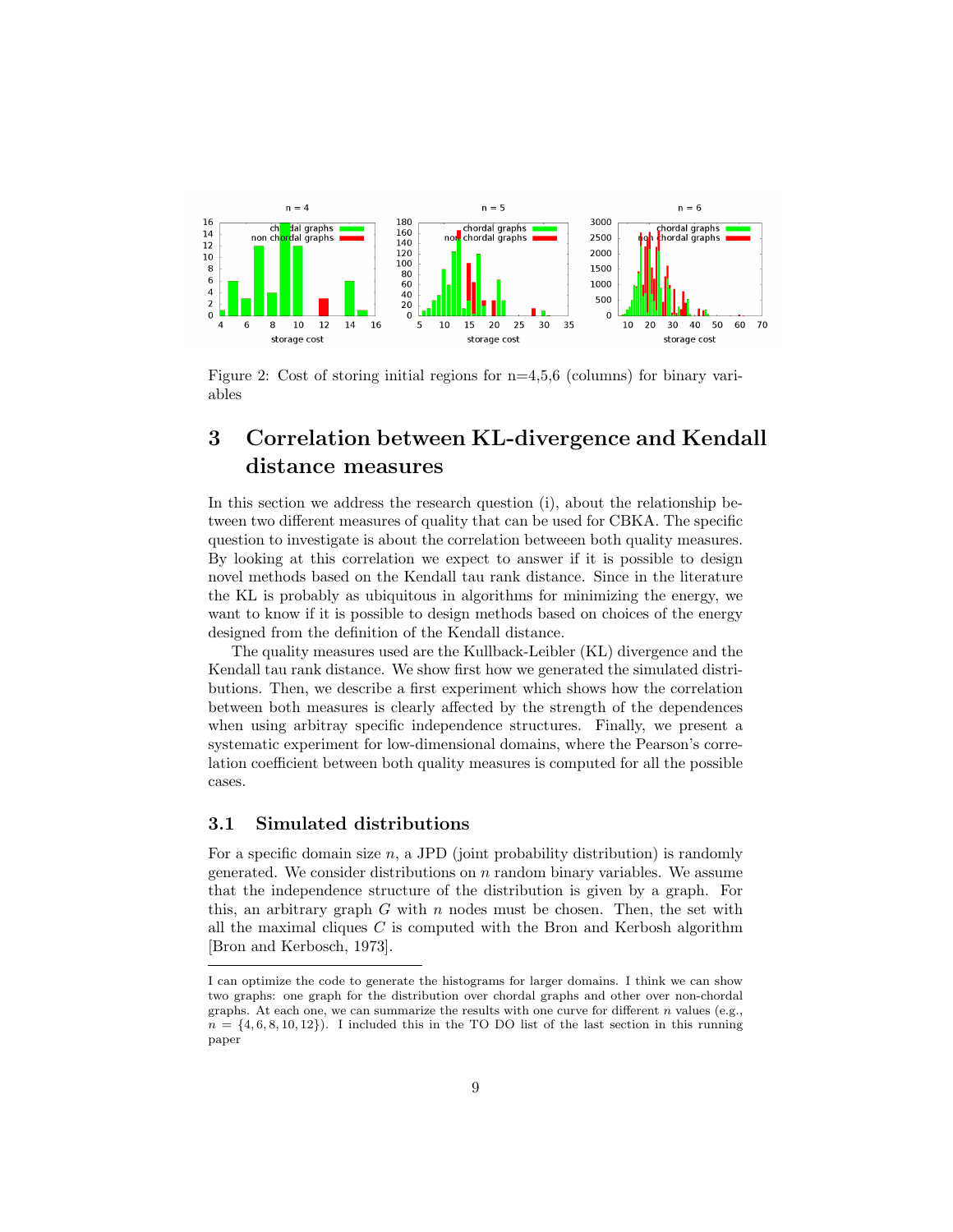Figure 2: Cost of storing initial regions for n=4,5,6 (columns) for binary variables

# 3 Correlation between KL-divergence and Kendall distance measures

In this section we address the research question (i), about the relationship between two different measures of quality that can be used for CBKA. The specific question to investigate is about the correlation betweeen both quality measures. By looking at this correlation we expect to answer if it is possible to design novel methods based on the Kendall tau rank distance. Since in the literature the KL is probably as ubiquitous in algorithms for minimizing the energy, we want to know if it is possible to design methods based on choices of the energy designed from the definition of the Kendall distance.

The quality measures used are the Kullback-Leibler (KL) divergence and the Kendall tau rank distance. We show first how we generated the simulated distributions. Then, we describe a first experiment which shows how the correlation between both measures is clearly affected by the strength of the dependences when using arbitray specific independence structures. Finally, we present a systematic experiment for low-dimensional domains, where the Pearson's correlation coefficient between both quality measures is computed for all the possible cases.

## 3.1 Simulated distributions

For a specific domain size $n$, a JPD (joint probability distribution) is randomly generated. We consider distributions on $n$ random binary variables. We assume that the independence structure of the distribution is given by a graph. For this, an arbitrary graph $G$ with $n$ nodes must be chosen. Then, the set with all the maximal cliques $C$ is computed with the Bron and Kerbosh algorithm [Bron and Kerbosch, 1973].

---

I can optimize the code to generate the histograms for larger domains. I think we can show two graphs: one graph for the distribution over chordal graphs and other over non-chordal graphs. At each one, we can summarize the results with one curve for different $n$ values (e.g., $n = \{4, 6, 8, 10, 12\}$). I included this in the TO DO list of the last section in this running paper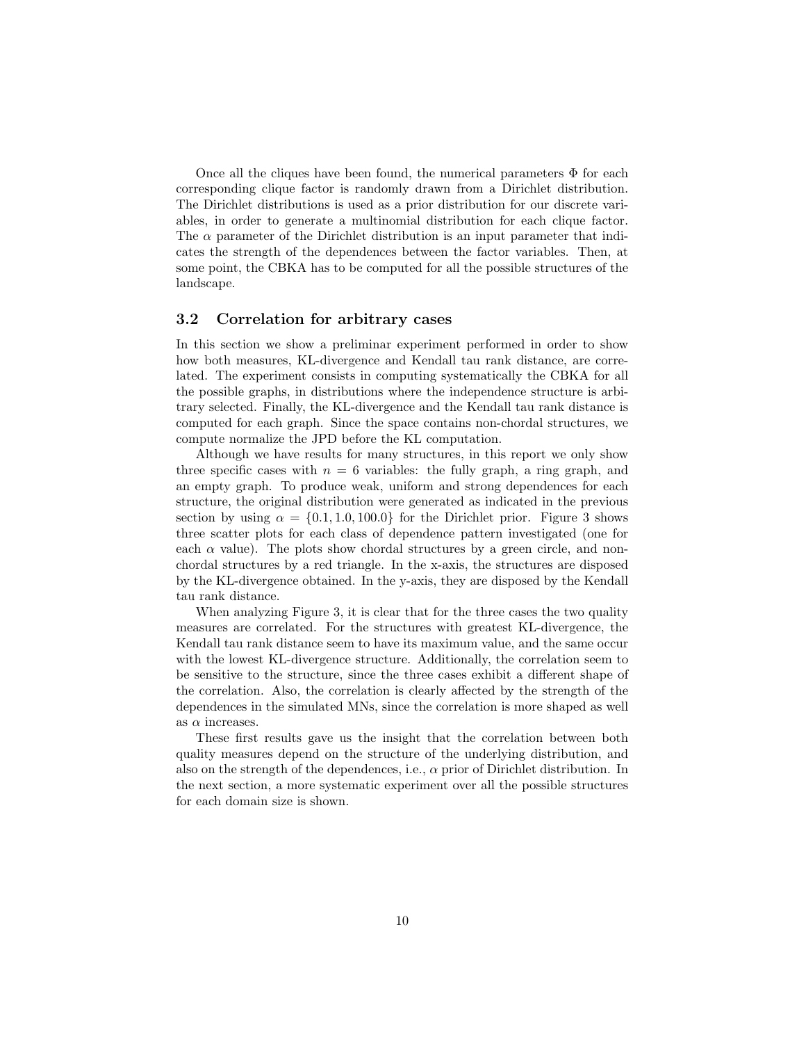Once all the cliques have been found, the numerical parameters $\Phi$ for each corresponding clique factor is randomly drawn from a Dirichlet distribution. The Dirichlet distributions is used as a prior distribution for our discrete variables, in order to generate a multinomial distribution for each clique factor. The $\alpha$ parameter of the Dirichlet distribution is an input parameter that indicates the strength of the dependences between the factor variables. Then, at some point, the CBKA has to be computed for all the possible structures of the landscape.

### 3.2 Correlation for arbitrary cases

In this section we show a preliminar experiment performed in order to show how both measures, KL-divergence and Kendall tau rank distance, are correlated. The experiment consists in computing systematically the CBKA for all the possible graphs, in distributions where the independence structure is arbitrary selected. Finally, the KL-divergence and the Kendall tau rank distance is computed for each graph. Since the space contains non-chordal structures, we compute normalize the JPD before the KL computation.

Although we have results for many structures, in this report we only show three specific cases with $n = 6$ variables: the fully graph, a ring graph, and an empty graph. To produce weak, uniform and strong dependences for each structure, the original distribution were generated as indicated in the previous section by using $\alpha = \{0.1, 1.0, 100.0\}$ for the Dirichlet prior. Figure 3 shows three scatter plots for each class of dependence pattern investigated (one for each $\alpha$ value). The plots show chordal structures by a green circle, and non-chordal structures by a red triangle. In the x-axis, the structures are disposed by the KL-divergence obtained. In the y-axis, they are disposed by the Kendall tau rank distance.

When analyzing Figure 3, it is clear that for the three cases the two quality measures are correlated. For the structures with greatest KL-divergence, the Kendall tau rank distance seem to have its maximum value, and the same occur with the lowest KL-divergence structure. Additionally, the correlation seem to be sensitive to the structure, since the three cases exhibit a different shape of the correlation. Also, the correlation is clearly affected by the strength of the dependences in the simulated MNs, since the correlation is more shaped as well as $\alpha$ increases.

These first results gave us the insight that the correlation between both quality measures depend on the structure of the underlying distribution, and also on the strength of the dependences, i.e., $\alpha$ prior of Dirichlet distribution. In the next section, a more systematic experiment over all the possible structures for each domain size is shown.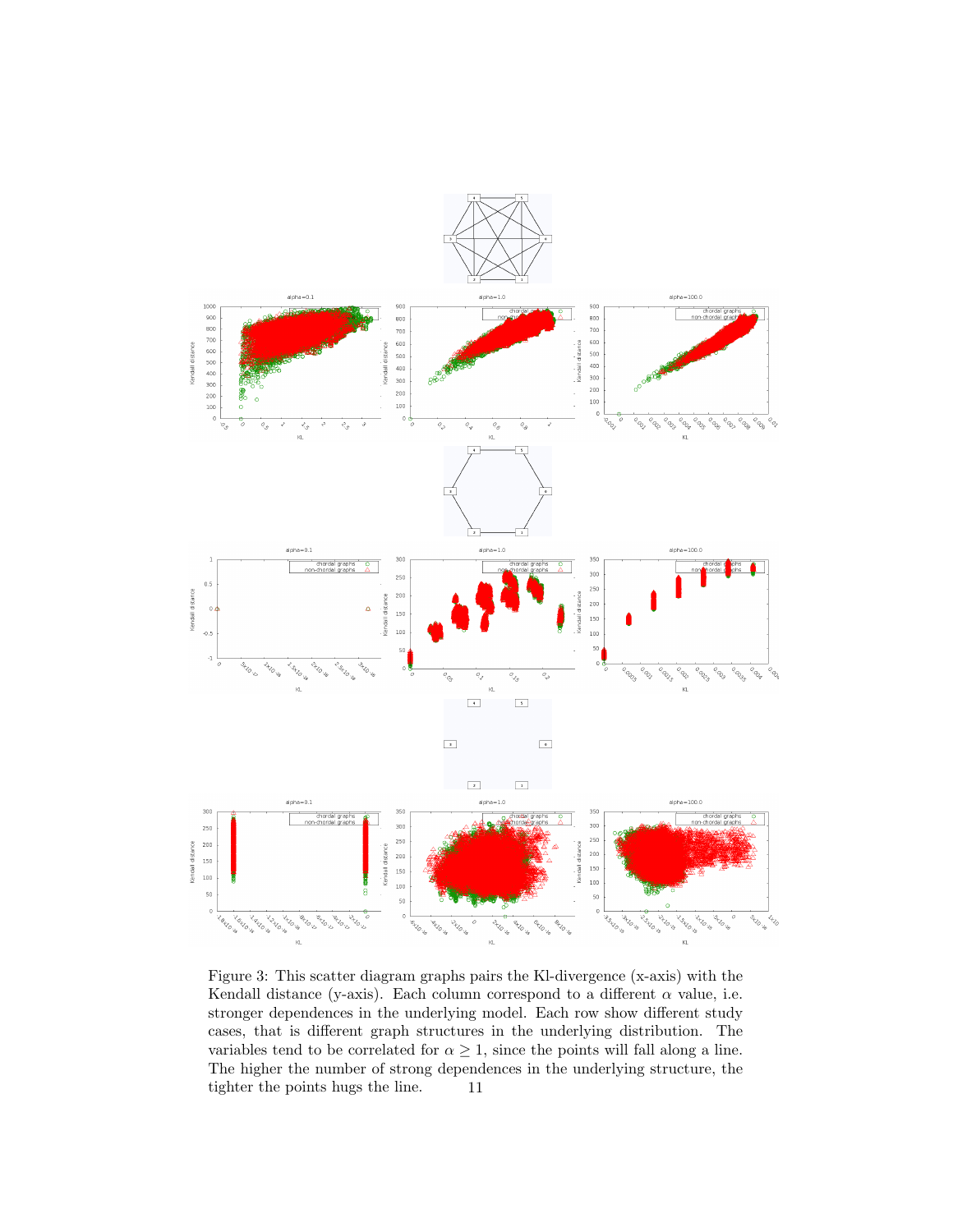Figure 3: This scatter diagram graphs pairs the Kl-divergence (x-axis) with the Kendall distance (y-axis). Each column correspond to a different $\alpha$ value, i.e. stronger dependences in the underlying model. Each row show different study cases, that is different graph structures in the underlying distribution. The variables tend to be correlated for $\alpha \geq 1$, since the points will fall along a line. The higher the number of strong dependences in the underlying structure, the tighter the points hugs the line.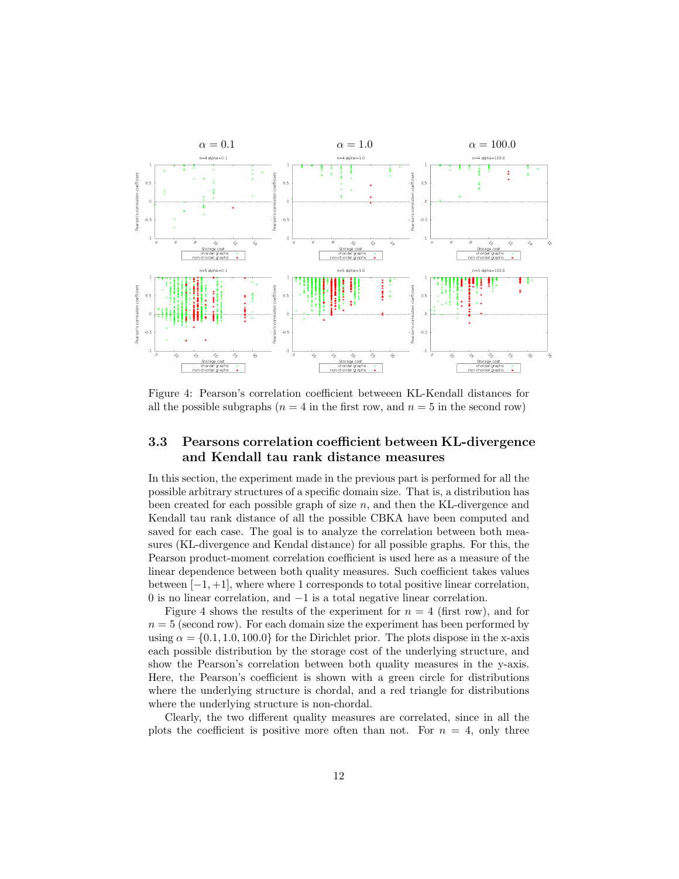Figure 4: Pearson's correlation coefficient betweeen KL-Kendall distances for all the possible subgraphs ($n = 4$ in the first row, and $n = 5$ in the second row)

### 3.3 Pearsons correlation coefficient between KL-divergence and Kendall tau rank distance measures

In this section, the experiment made in the previous part is performed for all the possible arbitrary structures of a specific domain size. That is, a distribution has been created for each possible graph of size $n$, and then the KL-divergence and Kendall tau rank distance of all the possible CBKA have been computed and saved for each case. The goal is to analyze the correlation between both measures (KL-divergence and Kendal distance) for all possible graphs. For this, the Pearson product-moment correlation coefficient is used here as a measure of the linear dependence between both quality measures. Such coefficient takes values between $[-1, +1]$, where where 1 corresponds to total positive linear correlation, 0 is no linear correlation, and $-1$ is a total negative linear correlation.

Figure 4 shows the results of the experiment for $n = 4$ (first row), and for $n = 5$ (second row). For each domain size the experiment has been performed by using $\alpha = \{0.1, 1.0, 100.0\}$ for the Dirichlet prior. The plots dispose in the x-axis each possible distribution by the storage cost of the underlying structure, and show the Pearson's correlation between both quality measures in the y-axis. Here, the Pearson's coefficient is shown with a green circle for distributions where the underlying structure is chordal, and a red triangle for distributions where the underlying structure is non-chordal.

Clearly, the two different quality measures are correlated, since in all the plots the coefficient is positive more often than not. For $n = 4$, only three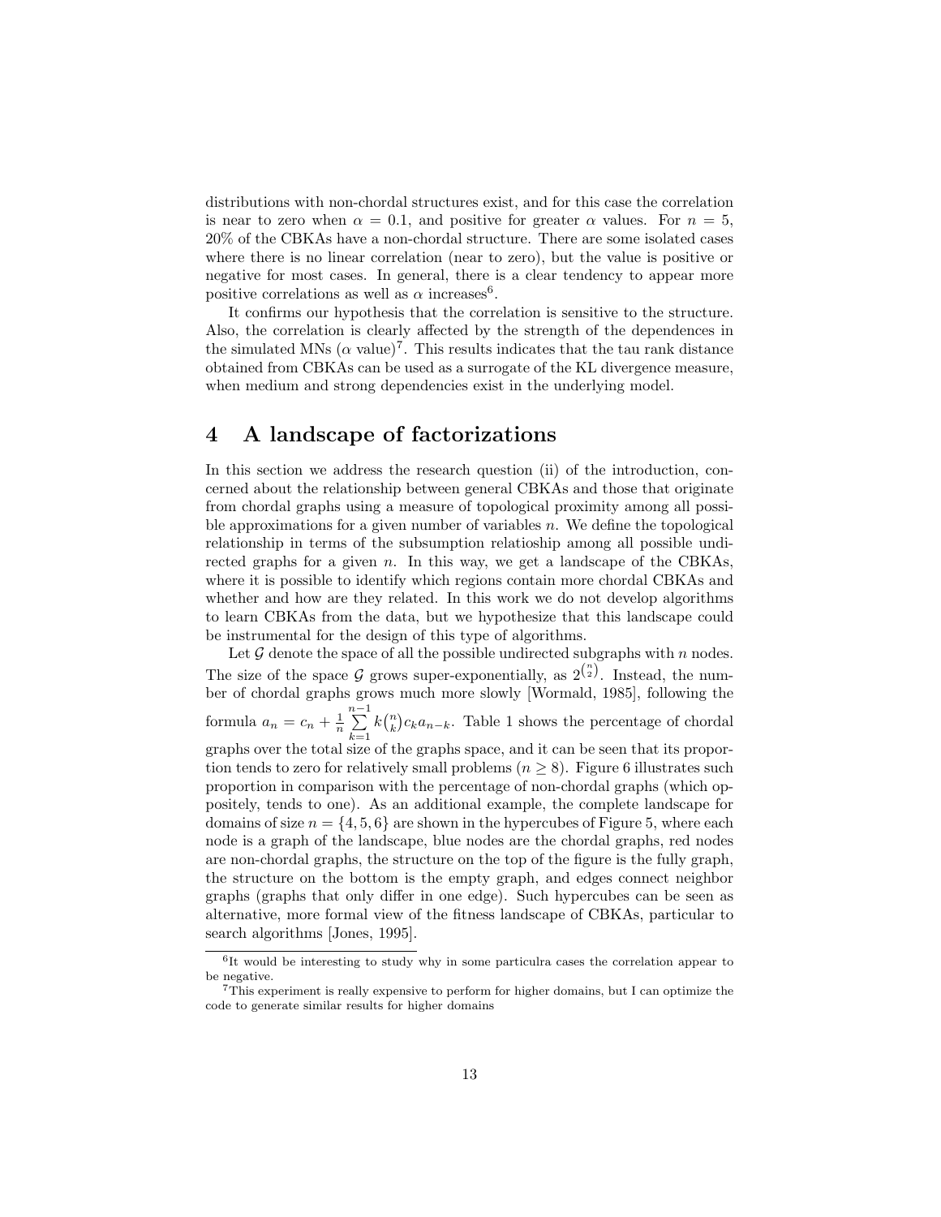distributions with non-chordal structures exist, and for this case the correlation is near to zero when $\alpha = 0.1$, and positive for greater $\alpha$ values. For $n = 5$, 20% of the CBKAs have a non-chordal structure. There are some isolated cases where there is no linear correlation (near to zero), but the value is positive or negative for most cases. In general, there is a clear tendency to appear more positive correlations as well as $\alpha$ increases[6].

It confirms our hypothesis that the correlation is sensitive to the structure. Also, the correlation is clearly affected by the strength of the dependences in the simulated MNs ($\alpha$ value)[7]. This results indicates that the tau rank distance obtained from CBKAs can be used as a surrogate of the KL divergence measure, when medium and strong dependencies exist in the underlying model.

# 4 A landscape of factorizations

In this section we address the research question (ii) of the introduction, concerned about the relationship between general CBKAs and those that originate from chordal graphs using a measure of topological proximity among all possible approximations for a given number of variables $n$. We define the topological relationship in terms of the subsumption relatioship among all possible undirected graphs for a given $n$. In this way, we get a landscape of the CBKAs, where it is possible to identify which regions contain more chordal CBKAs and whether and how are they related. In this work we do not develop algorithms to learn CBKAs from the data, but we hypothesize that this landscape could be instrumental for the design of this type of algorithms.

Let $\mathcal{G}$ denote the space of all the possible undirected subgraphs with $n$ nodes. The size of the space $\mathcal{G}$ grows super-exponentially, as $2^{\binom{n}{2}}$. Instead, the number of chordal graphs grows much more slowly [Wormald, 1985], following the formula $a_n = c_n + \frac{1}{n}\sum_{k=1}^{n-1} k\binom{n}{k} c_k a_{n-k}$. Table 1 shows the percentage of chordal graphs over the total size of the graphs space, and it can be seen that its proportion tends to zero for relatively small problems ($n \geq 8$). Figure 6 illustrates such proportion in comparison with the percentage of non-chordal graphs (which oppositely, tends to one). As an additional example, the complete landscape for domains of size $n = \{4, 5, 6\}$ are shown in the hypercubes of Figure 5, where each node is a graph of the landscape, blue nodes are the chordal graphs, red nodes are non-chordal graphs, the structure on the top of the figure is the fully graph, the structure on the bottom is the empty graph, and edges connect neighbor graphs (graphs that only differ in one edge). Such hypercubes can be seen as alternative, more formal view of the fitness landscape of CBKAs, particular to search algorithms [Jones, 1995].

[6] It would be interesting to study why in some particulra cases the correlation appear to be negative.

[7] This experiment is really expensive to perform for higher domains, but I can optimize the code to generate similar results for higher domains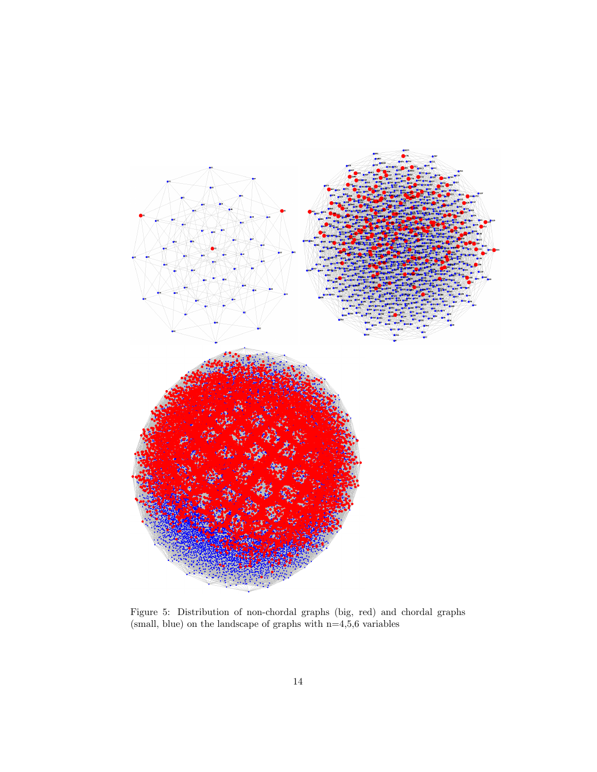Figure 5: Distribution of non-chordal graphs (big, red) and chordal graphs (small, blue) on the landscape of graphs with n=4,5,6 variables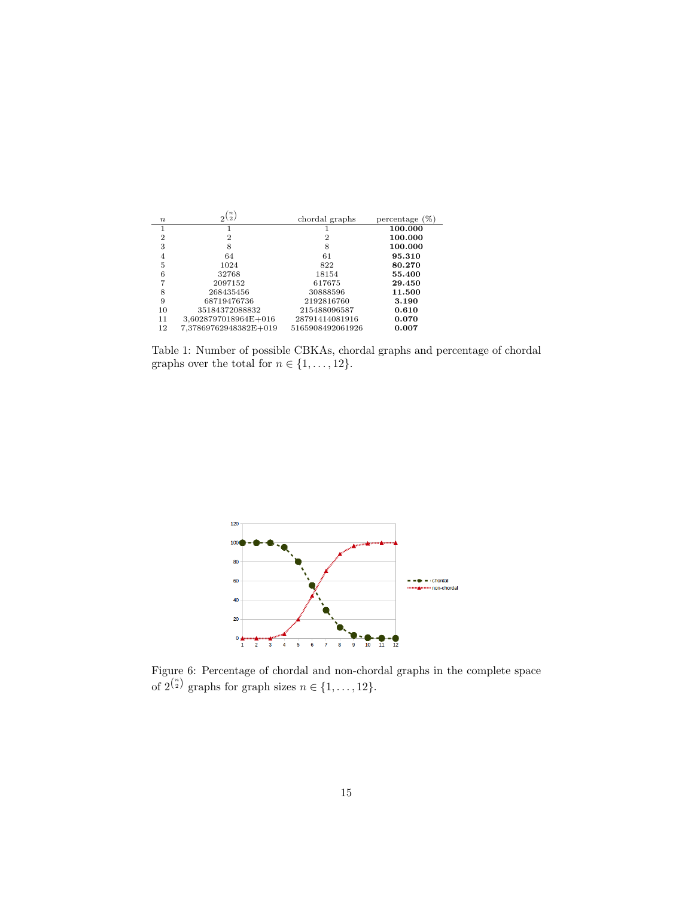| $n$ | $2^{\binom{n}{2}}$ | chordal graphs | percentage (%) |
|---|---|---|---|
| 1 | 1 | 1 | **100.000** |
| 2 | 2 | 2 | **100.000** |
| 3 | 8 | 8 | **100.000** |
| 4 | 64 | 61 | **95.310** |
| 5 | 1024 | 822 | **80.270** |
| 6 | 32768 | 18154 | **55.400** |
| 7 | 2097152 | 617675 | **29.450** |
| 8 | 268435456 | 30888596 | **11.500** |
| 9 | 68719476736 | 2192816760 | **3.190** |
| 10 | 35184372088832 | 215488096587 | **0.610** |
| 11 | 3,6028797018964E+016 | 28791414081916 | **0.070** |
| 12 | 7,37869762948382E+019 | 5165908492061926 | **0.007** |

Table 1: Number of possible CBKAs, chordal graphs and percentage of chordal graphs over the total for $n \in \{1, \ldots, 12\}$.

Figure 6: Percentage of chordal and non-chordal graphs in the complete space of $2^{\binom{n}{2}}$ graphs for graph sizes $n \in \{1, \ldots, 12\}$.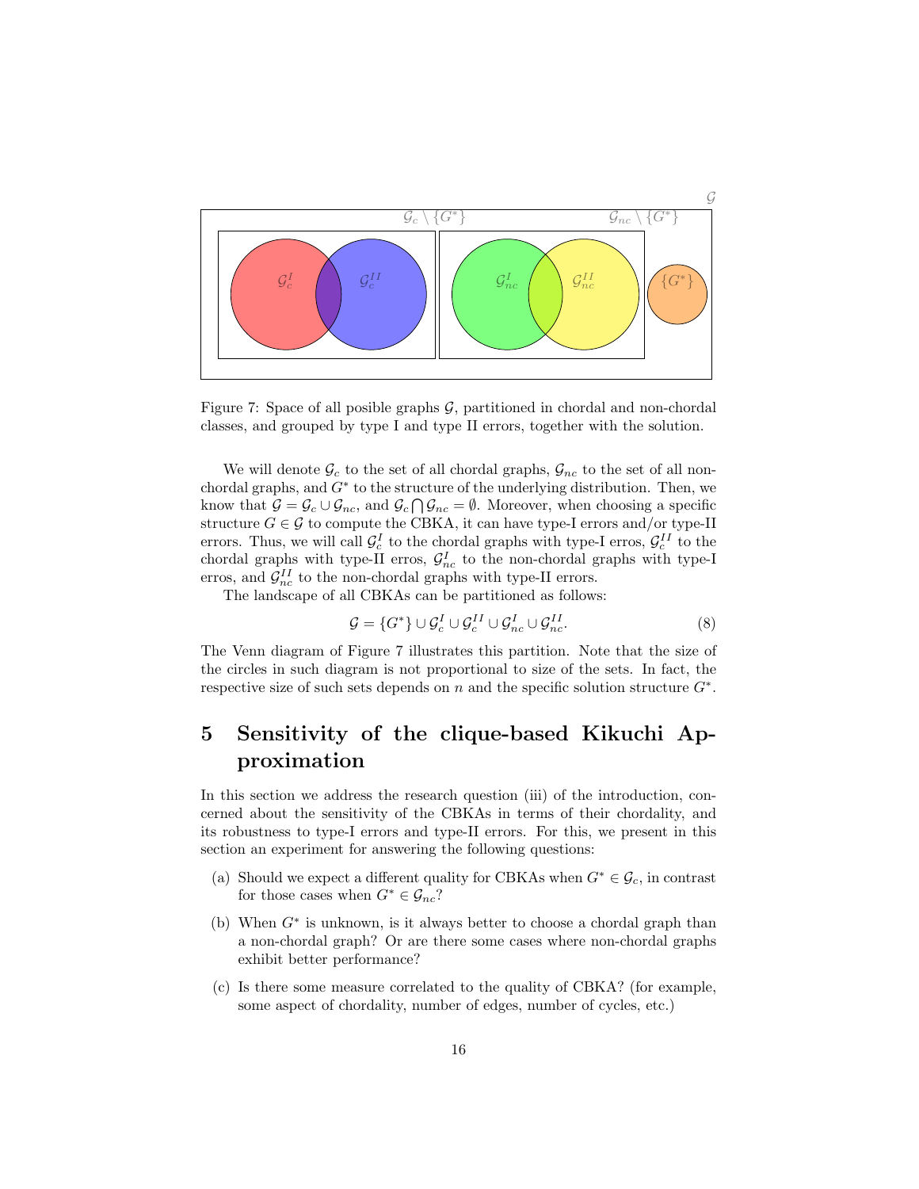Figure 7: Space of all posible graphs $\mathcal{G}$, partitioned in chordal and non-chordal classes, and grouped by type I and type II errors, together with the solution.

We will denote $\mathcal{G}_c$ to the set of all chordal graphs, $\mathcal{G}_{nc}$ to the set of all non-chordal graphs, and $G^*$ to the structure of the underlying distribution. Then, we know that $\mathcal{G} = \mathcal{G}_c \cup \mathcal{G}_{nc}$, and $\mathcal{G}_c \bigcap \mathcal{G}_{nc} = \emptyset$. Moreover, when choosing a specific structure $G \in \mathcal{G}$ to compute the CBKA, it can have type-I errors and/or type-II errors. Thus, we will call $\mathcal{G}_c^I$ to the chordal graphs with type-I erros, $\mathcal{G}_c^{II}$ to the chordal graphs with type-II erros, $\mathcal{G}_{nc}^I$ to the non-chordal graphs with type-I erros, and $\mathcal{G}_{nc}^{II}$ to the non-chordal graphs with type-II errors.

The landscape of all CBKAs can be partitioned as follows:

$$\mathcal{G} = \{G^*\} \cup \mathcal{G}_c^I \cup \mathcal{G}_c^{II} \cup \mathcal{G}_{nc}^I \cup \mathcal{G}_{nc}^{II}. \tag{8}$$

The Venn diagram of Figure 7 illustrates this partition. Note that the size of the circles in such diagram is not proportional to size of the sets. In fact, the respective size of such sets depends on $n$ and the specific solution structure $G^*$.

# 5 Sensitivity of the clique-based Kikuchi Approximation

In this section we address the research question (iii) of the introduction, concerned about the sensitivity of the CBKAs in terms of their chordality, and its robustness to type-I errors and type-II errors. For this, we present in this section an experiment for answering the following questions:

(a) Should we expect a different quality for CBKAs when $G^* \in \mathcal{G}_c$, in contrast for those cases when $G^* \in \mathcal{G}_{nc}$?

(b) When $G^*$ is unknown, is it always better to choose a chordal graph than a non-chordal graph? Or are there some cases where non-chordal graphs exhibit better performance?

(c) Is there some measure correlated to the quality of CBKA? (for example, some aspect of chordality, number of edges, number of cycles, etc.)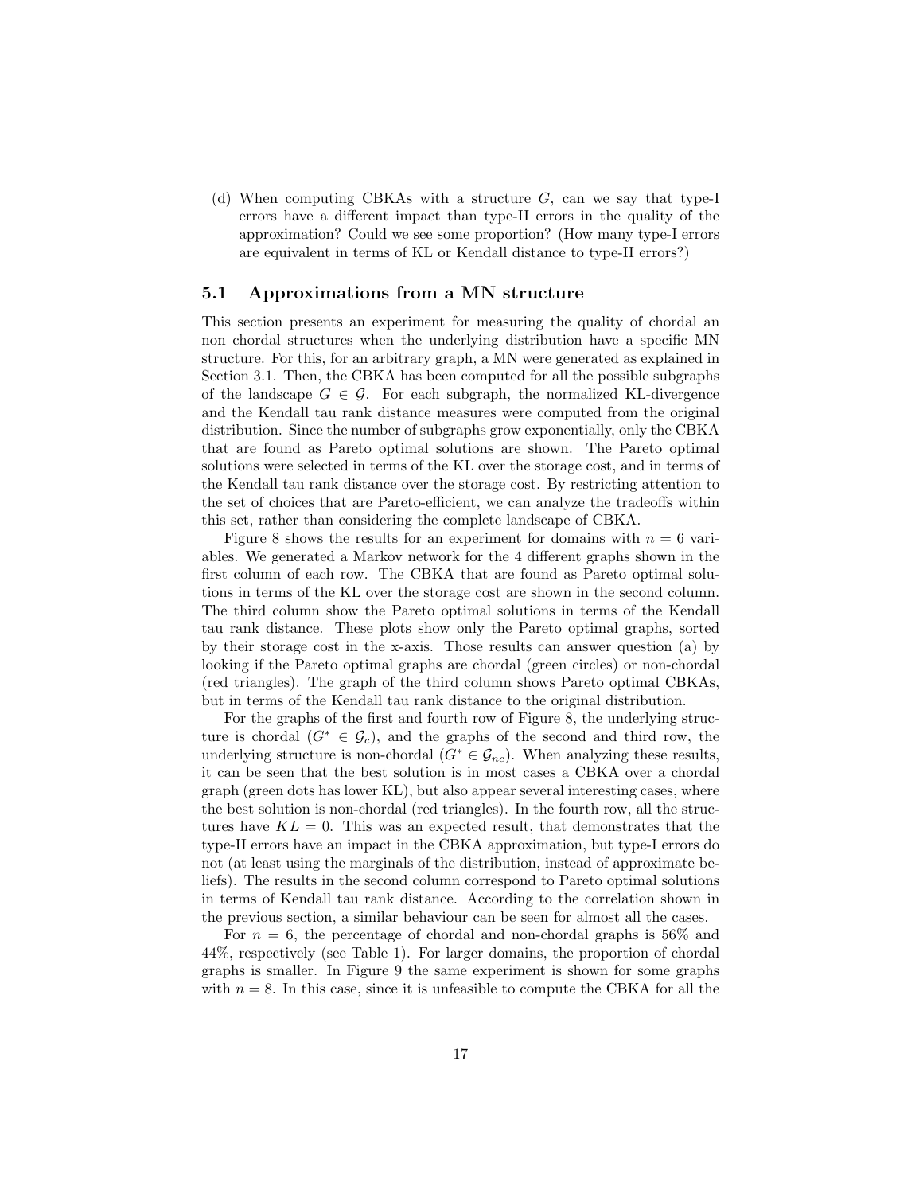(d) When computing CBKAs with a structure $G$, can we say that type-I errors have a different impact than type-II errors in the quality of the approximation? Could we see some proportion? (How many type-I errors are equivalent in terms of KL or Kendall distance to type-II errors?)

### 5.1 Approximations from a MN structure

This section presents an experiment for measuring the quality of chordal an non chordal structures when the underlying distribution have a specific MN structure. For this, for an arbitrary graph, a MN were generated as explained in Section 3.1. Then, the CBKA has been computed for all the possible subgraphs of the landscape $G \in \mathcal{G}$. For each subgraph, the normalized KL-divergence and the Kendall tau rank distance measures were computed from the original distribution. Since the number of subgraphs grow exponentially, only the CBKA that are found as Pareto optimal solutions are shown. The Pareto optimal solutions were selected in terms of the KL over the storage cost, and in terms of the Kendall tau rank distance over the storage cost. By restricting attention to the set of choices that are Pareto-efficient, we can analyze the tradeoffs within this set, rather than considering the complete landscape of CBKA.

Figure 8 shows the results for an experiment for domains with $n = 6$ variables. We generated a Markov network for the 4 different graphs shown in the first column of each row. The CBKA that are found as Pareto optimal solutions in terms of the KL over the storage cost are shown in the second column. The third column show the Pareto optimal solutions in terms of the Kendall tau rank distance. These plots show only the Pareto optimal graphs, sorted by their storage cost in the x-axis. Those results can answer question (a) by looking if the Pareto optimal graphs are chordal (green circles) or non-chordal (red triangles). The graph of the third column shows Pareto optimal CBKAs, but in terms of the Kendall tau rank distance to the original distribution.

For the graphs of the first and fourth row of Figure 8, the underlying structure is chordal ($G^* \in \mathcal{G}_c$), and the graphs of the second and third row, the underlying structure is non-chordal ($G^* \in \mathcal{G}_{nc}$). When analyzing these results, it can be seen that the best solution is in most cases a CBKA over a chordal graph (green dots has lower KL), but also appear several interesting cases, where the best solution is non-chordal (red triangles). In the fourth row, all the structures have $KL = 0$. This was an expected result, that demonstrates that the type-II errors have an impact in the CBKA approximation, but type-I errors do not (at least using the marginals of the distribution, instead of approximate beliefs). The results in the second column correspond to Pareto optimal solutions in terms of Kendall tau rank distance. According to the correlation shown in the previous section, a similar behaviour can be seen for almost all the cases.

For $n = 6$, the percentage of chordal and non-chordal graphs is 56% and 44%, respectively (see Table 1). For larger domains, the proportion of chordal graphs is smaller. In Figure 9 the same experiment is shown for some graphs with $n = 8$. In this case, since it is unfeasible to compute the CBKA for all the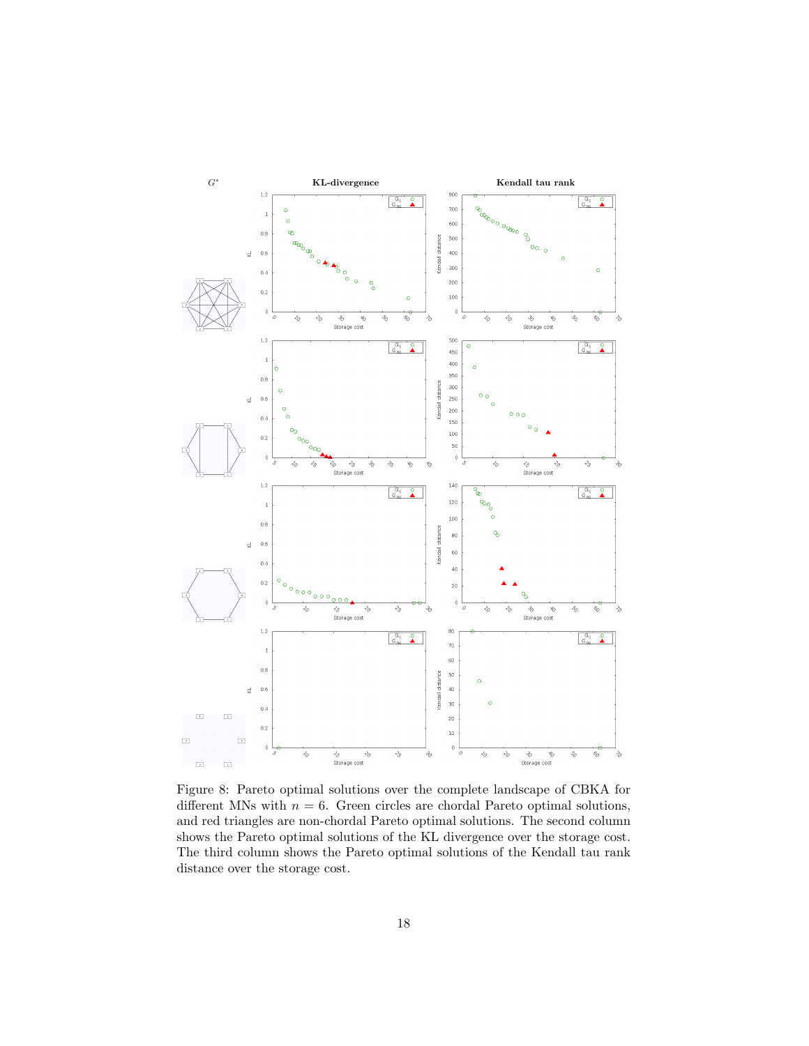Figure 8: Pareto optimal solutions over the complete landscape of CBKA for different MNs with $n = 6$. Green circles are chordal Pareto optimal solutions, and red triangles are non-chordal Pareto optimal solutions. The second column shows the Pareto optimal solutions of the KL divergence over the storage cost. The third column shows the Pareto optimal solutions of the Kendall tau rank distance over the storage cost.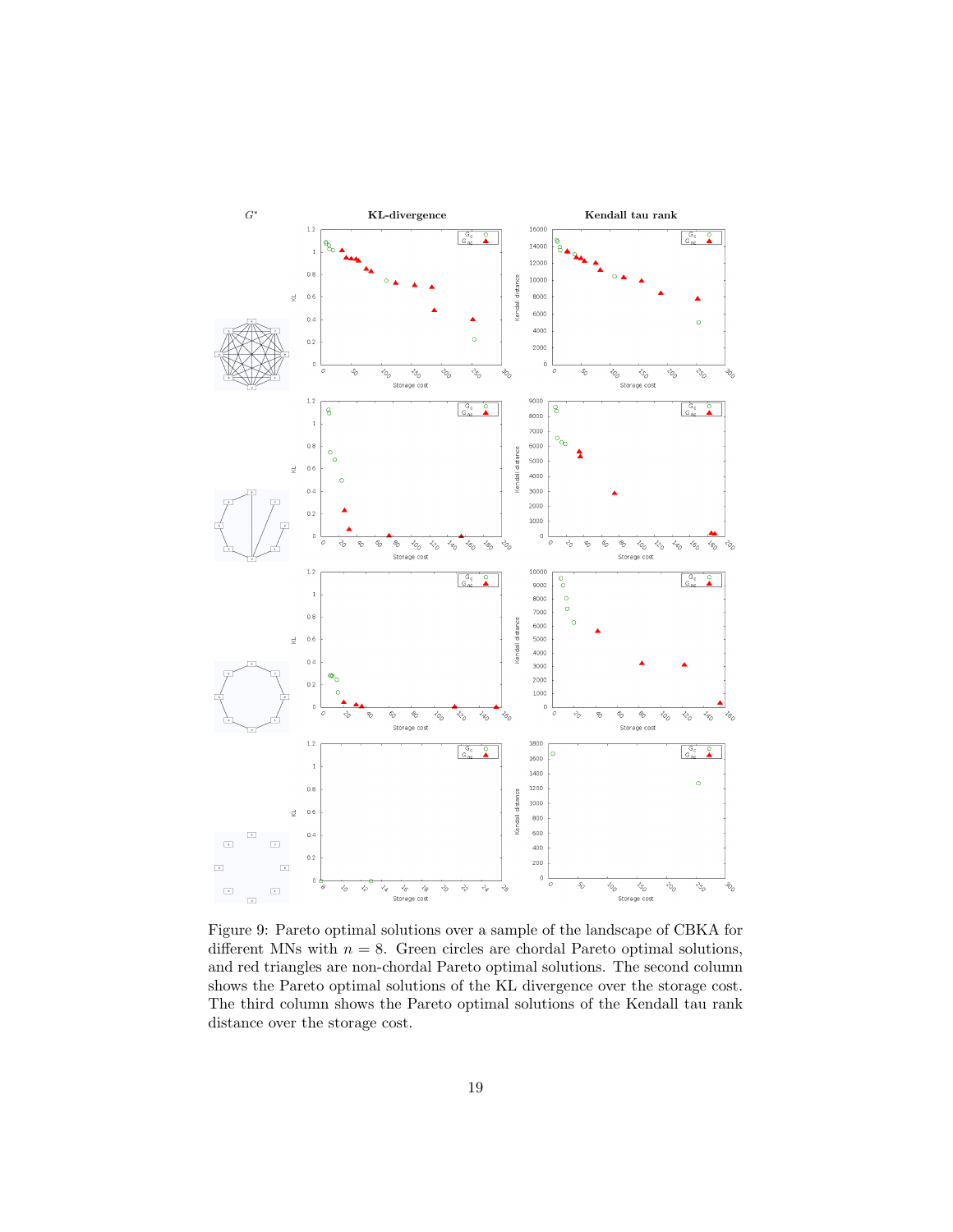Figure 9: Pareto optimal solutions over a sample of the landscape of CBKA for different MNs with $n = 8$. Green circles are chordal Pareto optimal solutions, and red triangles are non-chordal Pareto optimal solutions. The second column shows the Pareto optimal solutions of the KL divergence over the storage cost. The third column shows the Pareto optimal solutions of the Kendall tau rank distance over the storage cost.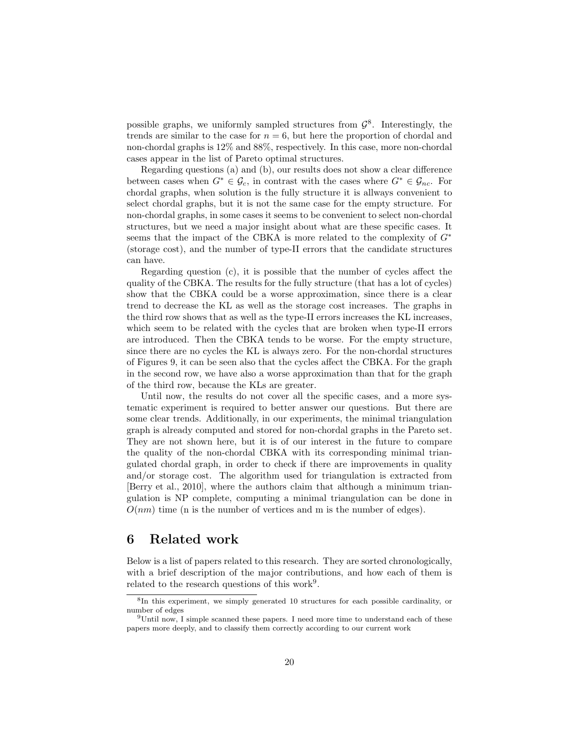possible graphs, we uniformly sampled structures from $\mathcal{G}^8$. Interestingly, the trends are similar to the case for $n = 6$, but here the proportion of chordal and non-chordal graphs is 12% and 88%, respectively. In this case, more non-chordal cases appear in the list of Pareto optimal structures.

Regarding questions (a) and (b), our results does not show a clear difference between cases when $G^* \in \mathcal{G}_c$, in contrast with the cases where $G^* \in \mathcal{G}_{nc}$. For chordal graphs, when solution is the fully structure it is allways convenient to select chordal graphs, but it is not the same case for the empty structure. For non-chordal graphs, in some cases it seems to be convenient to select non-chordal structures, but we need a major insight about what are these specific cases. It seems that the impact of the CBKA is more related to the complexity of $G^*$ (storage cost), and the number of type-II errors that the candidate structures can have.

Regarding question (c), it is possible that the number of cycles affect the quality of the CBKA. The results for the fully structure (that has a lot of cycles) show that the CBKA could be a worse approximation, since there is a clear trend to decrease the KL as well as the storage cost increases. The graphs in the third row shows that as well as the type-II errors increases the KL increases, which seem to be related with the cycles that are broken when type-II errors are introduced. Then the CBKA tends to be worse. For the empty structure, since there are no cycles the KL is always zero. For the non-chordal structures of Figures 9, it can be seen also that the cycles affect the CBKA. For the graph in the second row, we have also a worse approximation than that for the graph of the third row, because the KLs are greater.

Until now, the results do not cover all the specific cases, and a more systematic experiment is required to better answer our questions. But there are some clear trends. Additionally, in our experiments, the minimal triangulation graph is already computed and stored for non-chordal graphs in the Pareto set. They are not shown here, but it is of our interest in the future to compare the quality of the non-chordal CBKA with its corresponding minimal triangulated chordal graph, in order to check if there are improvements in quality and/or storage cost. The algorithm used for triangulation is extracted from [Berry et al., 2010], where the authors claim that although a minimum triangulation is NP complete, computing a minimal triangulation can be done in $O(nm)$ time (n is the number of vertices and m is the number of edges).

# 6 Related work

Below is a list of papers related to this research. They are sorted chronologically, with a brief description of the major contributions, and how each of them is related to the research questions of this work[9].

---

[8] In this experiment, we simply generated 10 structures for each possible cardinality, or number of edges

[9] Until now, I simple scanned these papers. I need more time to understand each of these papers more deeply, and to classify them correctly according to our current work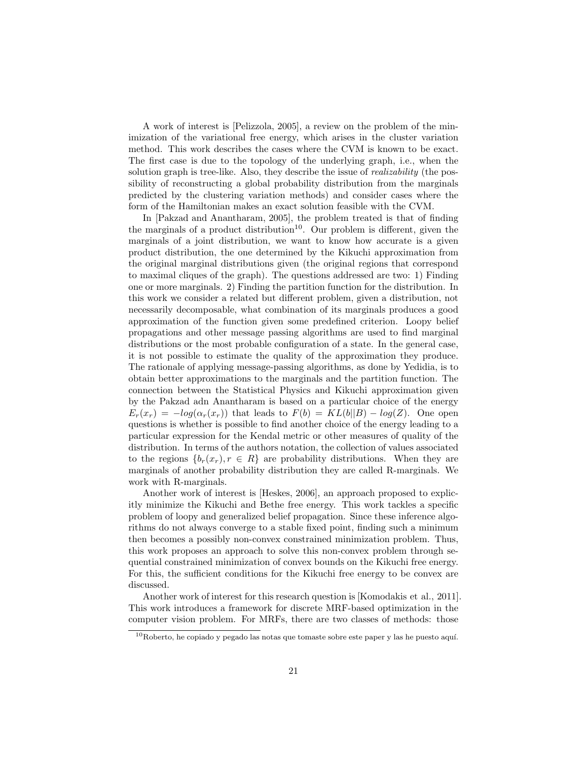A work of interest is [Pelizzola, 2005], a review on the problem of the minimization of the variational free energy, which arises in the cluster variation method. This work describes the cases where the CVM is known to be exact. The first case is due to the topology of the underlying graph, i.e., when the solution graph is tree-like. Also, they describe the issue of *realizability* (the possibility of reconstructing a global probability distribution from the marginals predicted by the clustering variation methods) and consider cases where the form of the Hamiltonian makes an exact solution feasible with the CVM.

In [Pakzad and Anantharam, 2005], the problem treated is that of finding the marginals of a product distribution[10]. Our problem is different, given the marginals of a joint distribution, we want to know how accurate is a given product distribution, the one determined by the Kikuchi approximation from the original marginal distributions given (the original regions that correspond to maximal cliques of the graph). The questions addressed are two: 1) Finding one or more marginals. 2) Finding the partition function for the distribution. In this work we consider a related but different problem, given a distribution, not necessarily decomposable, what combination of its marginals produces a good approximation of the function given some predefined criterion. Loopy belief propagations and other message passing algorithms are used to find marginal distributions or the most probable configuration of a state. In the general case, it is not possible to estimate the quality of the approximation they produce. The rationale of applying message-passing algorithms, as done by Yedidia, is to obtain better approximations to the marginals and the partition function. The connection between the Statistical Physics and Kikuchi approximation given by the Pakzad adn Anantharam is based on a particular choice of the energy $E_r(x_r) = -log(\alpha_r(x_r))$ that leads to $F(b) = KL(b||B) - log(Z)$. One open questions is whether is possible to find another choice of the energy leading to a particular expression for the Kendal metric or other measures of quality of the distribution. In terms of the authors notation, the collection of values associated to the regions $\{b_r(x_r), r \in R\}$ are probability distributions. When they are marginals of another probability distribution they are called R-marginals. We work with R-marginals.

Another work of interest is [Heskes, 2006], an approach proposed to explicitly minimize the Kikuchi and Bethe free energy. This work tackles a specific problem of loopy and generalized belief propagation. Since these inference algorithms do not always converge to a stable fixed point, finding such a minimum then becomes a possibly non-convex constrained minimization problem. Thus, this work proposes an approach to solve this non-convex problem through sequential constrained minimization of convex bounds on the Kikuchi free energy. For this, the sufficient conditions for the Kikuchi free energy to be convex are discussed.

Another work of interest for this research question is [Komodakis et al., 2011]. This work introduces a framework for discrete MRF-based optimization in the computer vision problem. For MRFs, there are two classes of methods: those

[10] Roberto, he copiado y pegado las notas que tomaste sobre este paper y las he puesto aquí.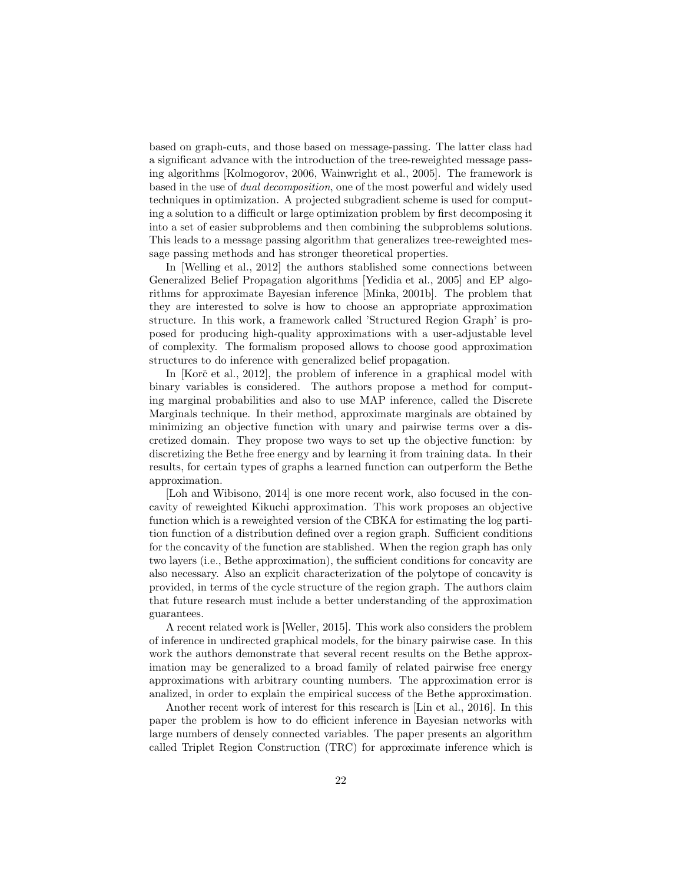based on graph-cuts, and those based on message-passing. The latter class had a significant advance with the introduction of the tree-reweighted message passing algorithms [Kolmogorov, 2006, Wainwright et al., 2005]. The framework is based in the use of *dual decomposition*, one of the most powerful and widely used techniques in optimization. A projected subgradient scheme is used for computing a solution to a difficult or large optimization problem by first decomposing it into a set of easier subproblems and then combining the subproblems solutions. This leads to a message passing algorithm that generalizes tree-reweighted message passing methods and has stronger theoretical properties.

In [Welling et al., 2012] the authors stablished some connections between Generalized Belief Propagation algorithms [Yedidia et al., 2005] and EP algorithms for approximate Bayesian inference [Minka, 2001b]. The problem that they are interested to solve is how to choose an appropriate approximation structure. In this work, a framework called 'Structured Region Graph' is proposed for producing high-quality approximations with a user-adjustable level of complexity. The formalism proposed allows to choose good approximation structures to do inference with generalized belief propagation.

In [Korč et al., 2012], the problem of inference in a graphical model with binary variables is considered. The authors propose a method for computing marginal probabilities and also to use MAP inference, called the Discrete Marginals technique. In their method, approximate marginals are obtained by minimizing an objective function with unary and pairwise terms over a discretized domain. They propose two ways to set up the objective function: by discretizing the Bethe free energy and by learning it from training data. In their results, for certain types of graphs a learned function can outperform the Bethe approximation.

[Loh and Wibisono, 2014] is one more recent work, also focused in the concavity of reweighted Kikuchi approximation. This work proposes an objective function which is a reweighted version of the CBKA for estimating the log partition function of a distribution defined over a region graph. Sufficient conditions for the concavity of the function are stablished. When the region graph has only two layers (i.e., Bethe approximation), the sufficient conditions for concavity are also necessary. Also an explicit characterization of the polytope of concavity is provided, in terms of the cycle structure of the region graph. The authors claim that future research must include a better understanding of the approximation guarantees.

A recent related work is [Weller, 2015]. This work also considers the problem of inference in undirected graphical models, for the binary pairwise case. In this work the authors demonstrate that several recent results on the Bethe approximation may be generalized to a broad family of related pairwise free energy approximations with arbitrary counting numbers. The approximation error is analized, in order to explain the empirical success of the Bethe approximation.

Another recent work of interest for this research is [Lin et al., 2016]. In this paper the problem is how to do efficient inference in Bayesian networks with large numbers of densely connected variables. The paper presents an algorithm called Triplet Region Construction (TRC) for approximate inference which is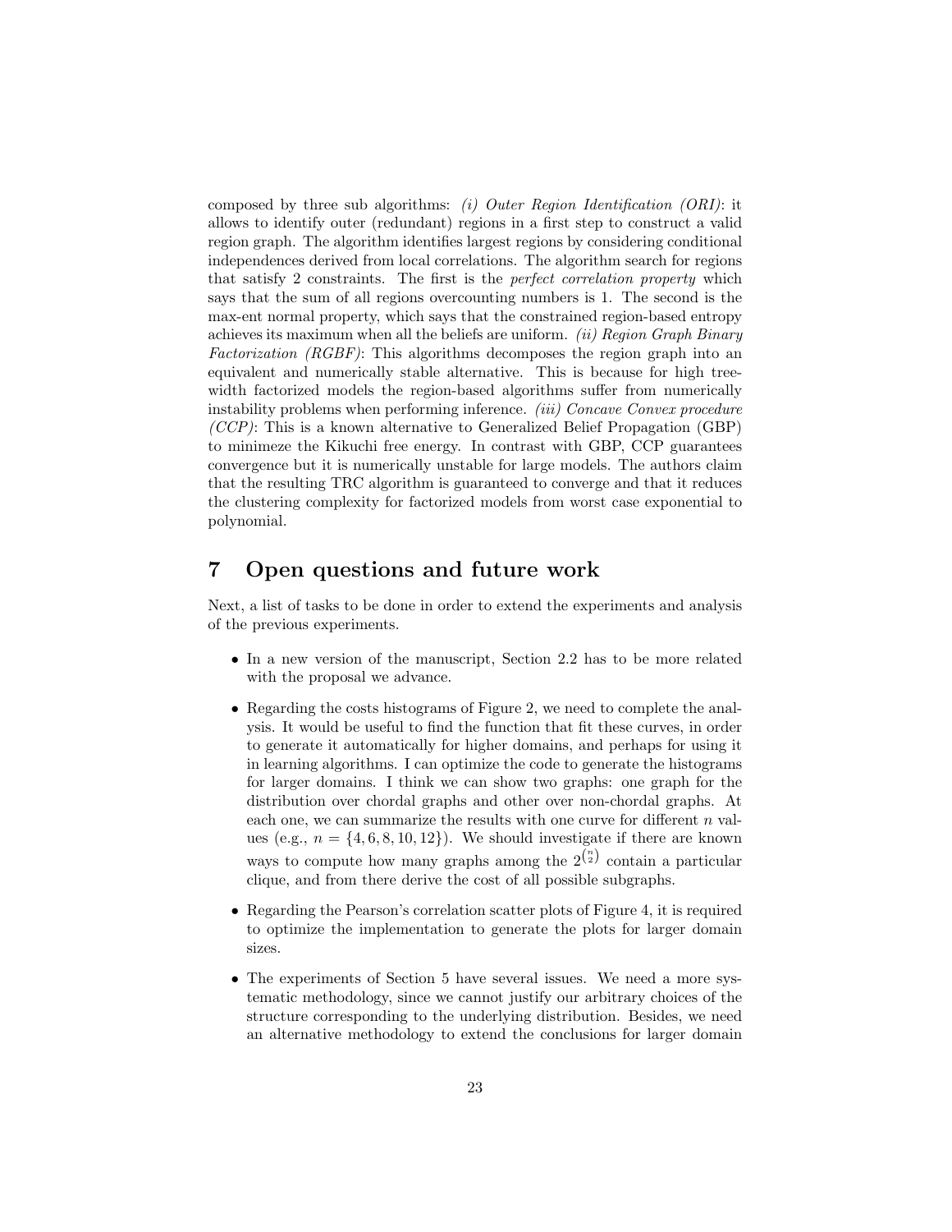composed by three sub algorithms: *(i) Outer Region Identification (ORI)*: it allows to identify outer (redundant) regions in a first step to construct a valid region graph. The algorithm identifies largest regions by considering conditional independences derived from local correlations. The algorithm search for regions that satisfy 2 constraints. The first is the *perfect correlation property* which says that the sum of all regions overcounting numbers is 1. The second is the max-ent normal property, which says that the constrained region-based entropy achieves its maximum when all the beliefs are uniform. *(ii) Region Graph Binary Factorization (RGBF)*: This algorithms decomposes the region graph into an equivalent and numerically stable alternative. This is because for high tree-width factorized models the region-based algorithms suffer from numerically instability problems when performing inference. *(iii) Concave Convex procedure (CCP)*: This is a known alternative to Generalized Belief Propagation (GBP) to minimeze the Kikuchi free energy. In contrast with GBP, CCP guarantees convergence but it is numerically unstable for large models. The authors claim that the resulting TRC algorithm is guaranteed to converge and that it reduces the clustering complexity for factorized models from worst case exponential to polynomial.

# 7 Open questions and future work

Next, a list of tasks to be done in order to extend the experiments and analysis of the previous experiments.

- In a new version of the manuscript, Section 2.2 has to be more related with the proposal we advance.
- Regarding the costs histograms of Figure 2, we need to complete the analysis. It would be useful to find the function that fit these curves, in order to generate it automatically for higher domains, and perhaps for using it in learning algorithms. I can optimize the code to generate the histograms for larger domains. I think we can show two graphs: one graph for the distribution over chordal graphs and other over non-chordal graphs. At each one, we can summarize the results with one curve for different $n$ values (e.g., $n = \{4, 6, 8, 10, 12\}$). We should investigate if there are known ways to compute how many graphs among the $2^{\binom{n}{2}}$ contain a particular clique, and from there derive the cost of all possible subgraphs.
- Regarding the Pearson's correlation scatter plots of Figure 4, it is required to optimize the implementation to generate the plots for larger domain sizes.
- The experiments of Section 5 have several issues. We need a more systematic methodology, since we cannot justify our arbitrary choices of the structure corresponding to the underlying distribution. Besides, we need an alternative methodology to extend the conclusions for larger domain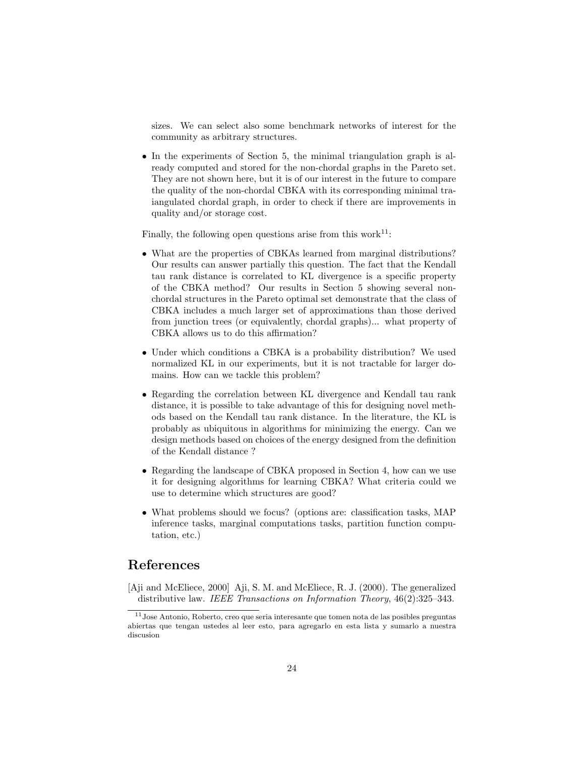sizes. We can select also some benchmark networks of interest for the community as arbitrary structures.

- In the experiments of Section 5, the minimal triangulation graph is already computed and stored for the non-chordal graphs in the Pareto set. They are not shown here, but it is of our interest in the future to compare the quality of the non-chordal CBKA with its corresponding minimal traiangulated chordal graph, in order to check if there are improvements in quality and/or storage cost.

Finally, the following open questions arise from this work[11]:

- What are the properties of CBKAs learned from marginal distributions? Our results can answer partially this question. The fact that the Kendall tau rank distance is correlated to KL divergence is a specific property of the CBKA method? Our results in Section 5 showing several non-chordal structures in the Pareto optimal set demonstrate that the class of CBKA includes a much larger set of approximations than those derived from junction trees (or equivalently, chordal graphs)... what property of CBKA allows us to do this affirmation?
- Under which conditions a CBKA is a probability distribution? We used normalized KL in our experiments, but it is not tractable for larger domains. How can we tackle this problem?
- Regarding the correlation between KL divergence and Kendall tau rank distance, it is possible to take advantage of this for designing novel methods based on the Kendall tau rank distance. In the literature, the KL is probably as ubiquitous in algorithms for minimizing the energy. Can we design methods based on choices of the energy designed from the definition of the Kendall distance ?
- Regarding the landscape of CBKA proposed in Section 4, how can we use it for designing algorithms for learning CBKA? What criteria could we use to determine which structures are good?
- What problems should we focus? (options are: classification tasks, MAP inference tasks, marginal computations tasks, partition function computation, etc.)

# References

[Aji and McEliece, 2000] Aji, S. M. and McEliece, R. J. (2000). The generalized distributive law. *IEEE Transactions on Information Theory*, 46(2):325–343.

[11] Jose Antonio, Roberto, creo que seria interesante que tomen nota de las posibles preguntas abiertas que tengan ustedes al leer esto, para agregarlo en esta lista y sumarlo a nuestra discusion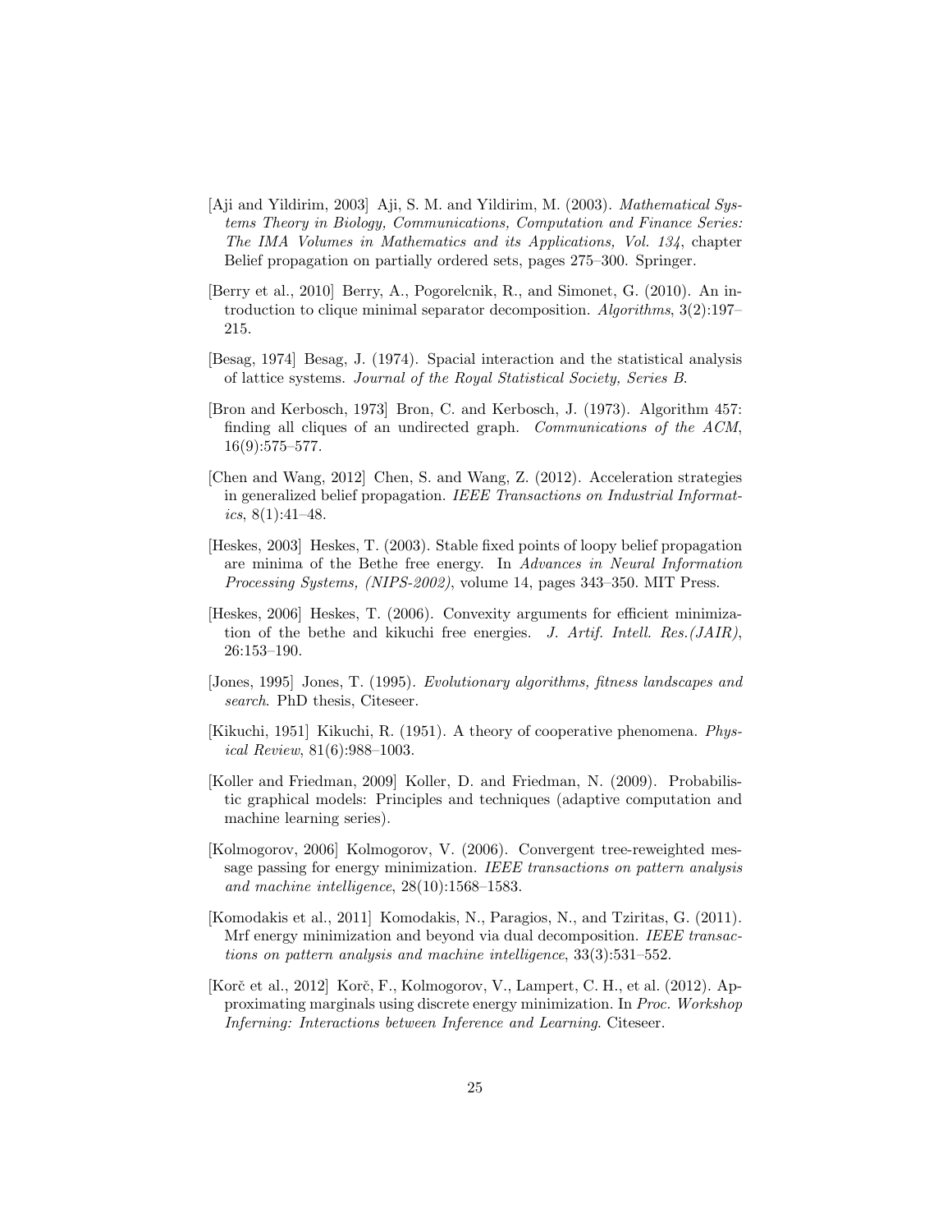[Aji and Yildirim, 2003] Aji, S. M. and Yildirim, M. (2003). *Mathematical Systems Theory in Biology, Communications, Computation and Finance Series: The IMA Volumes in Mathematics and its Applications, Vol. 134*, chapter Belief propagation on partially ordered sets, pages 275–300. Springer.

[Berry et al., 2010] Berry, A., Pogorelcnik, R., and Simonet, G. (2010). An introduction to clique minimal separator decomposition. *Algorithms*, 3(2):197–215.

[Besag, 1974] Besag, J. (1974). Spacial interaction and the statistical analysis of lattice systems. *Journal of the Royal Statistical Society, Series B*.

[Bron and Kerbosch, 1973] Bron, C. and Kerbosch, J. (1973). Algorithm 457: finding all cliques of an undirected graph. *Communications of the ACM*, 16(9):575–577.

[Chen and Wang, 2012] Chen, S. and Wang, Z. (2012). Acceleration strategies in generalized belief propagation. *IEEE Transactions on Industrial Informatics*, 8(1):41–48.

[Heskes, 2003] Heskes, T. (2003). Stable fixed points of loopy belief propagation are minima of the Bethe free energy. In *Advances in Neural Information Processing Systems, (NIPS-2002)*, volume 14, pages 343–350. MIT Press.

[Heskes, 2006] Heskes, T. (2006). Convexity arguments for efficient minimization of the bethe and kikuchi free energies. *J. Artif. Intell. Res.(JAIR)*, 26:153–190.

[Jones, 1995] Jones, T. (1995). *Evolutionary algorithms, fitness landscapes and search*. PhD thesis, Citeseer.

[Kikuchi, 1951] Kikuchi, R. (1951). A theory of cooperative phenomena. *Physical Review*, 81(6):988–1003.

[Koller and Friedman, 2009] Koller, D. and Friedman, N. (2009). Probabilistic graphical models: Principles and techniques (adaptive computation and machine learning series).

[Kolmogorov, 2006] Kolmogorov, V. (2006). Convergent tree-reweighted message passing for energy minimization. *IEEE transactions on pattern analysis and machine intelligence*, 28(10):1568–1583.

[Komodakis et al., 2011] Komodakis, N., Paragios, N., and Tziritas, G. (2011). Mrf energy minimization and beyond via dual decomposition. *IEEE transactions on pattern analysis and machine intelligence*, 33(3):531–552.

[Korč et al., 2012] Korč, F., Kolmogorov, V., Lampert, C. H., et al. (2012). Approximating marginals using discrete energy minimization. In *Proc. Workshop Inferning: Interactions between Inference and Learning*. Citeseer.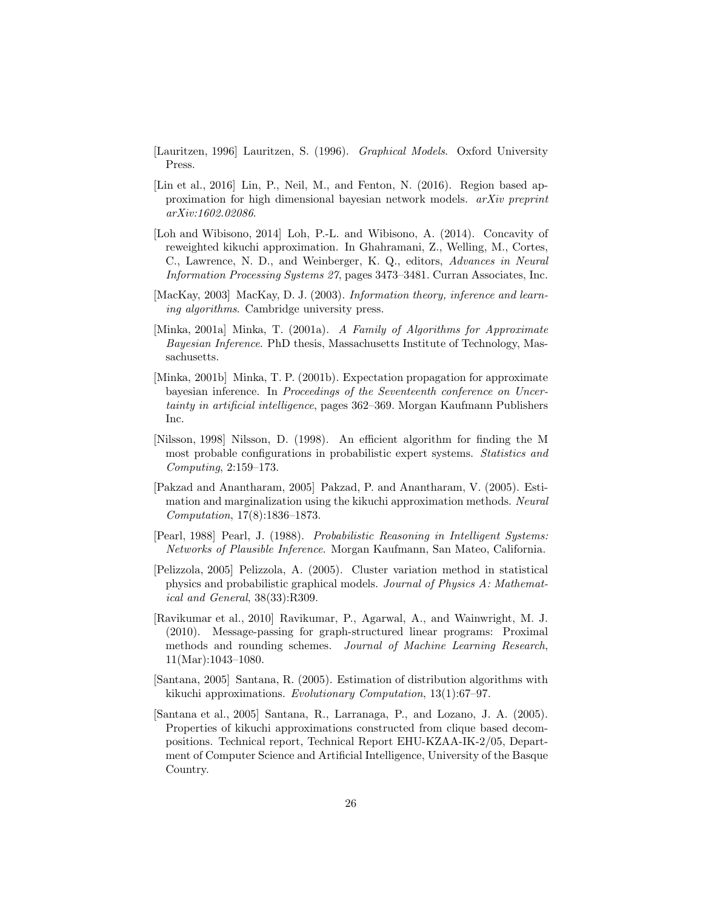[Lauritzen, 1996] Lauritzen, S. (1996). *Graphical Models*. Oxford University Press.

[Lin et al., 2016] Lin, P., Neil, M., and Fenton, N. (2016). Region based approximation for high dimensional bayesian network models. *arXiv preprint arXiv:1602.02086*.

[Loh and Wibisono, 2014] Loh, P.-L. and Wibisono, A. (2014). Concavity of reweighted kikuchi approximation. In Ghahramani, Z., Welling, M., Cortes, C., Lawrence, N. D., and Weinberger, K. Q., editors, *Advances in Neural Information Processing Systems 27*, pages 3473–3481. Curran Associates, Inc.

[MacKay, 2003] MacKay, D. J. (2003). *Information theory, inference and learning algorithms*. Cambridge university press.

[Minka, 2001a] Minka, T. (2001a). *A Family of Algorithms for Approximate Bayesian Inference*. PhD thesis, Massachusetts Institute of Technology, Massachusetts.

[Minka, 2001b] Minka, T. P. (2001b). Expectation propagation for approximate bayesian inference. In *Proceedings of the Seventeenth conference on Uncertainty in artificial intelligence*, pages 362–369. Morgan Kaufmann Publishers Inc.

[Nilsson, 1998] Nilsson, D. (1998). An efficient algorithm for finding the M most probable configurations in probabilistic expert systems. *Statistics and Computing*, 2:159–173.

[Pakzad and Anantharam, 2005] Pakzad, P. and Anantharam, V. (2005). Estimation and marginalization using the kikuchi approximation methods. *Neural Computation*, 17(8):1836–1873.

[Pearl, 1988] Pearl, J. (1988). *Probabilistic Reasoning in Intelligent Systems: Networks of Plausible Inference*. Morgan Kaufmann, San Mateo, California.

[Pelizzola, 2005] Pelizzola, A. (2005). Cluster variation method in statistical physics and probabilistic graphical models. *Journal of Physics A: Mathematical and General*, 38(33):R309.

[Ravikumar et al., 2010] Ravikumar, P., Agarwal, A., and Wainwright, M. J. (2010). Message-passing for graph-structured linear programs: Proximal methods and rounding schemes. *Journal of Machine Learning Research*, 11(Mar):1043–1080.

[Santana, 2005] Santana, R. (2005). Estimation of distribution algorithms with kikuchi approximations. *Evolutionary Computation*, 13(1):67–97.

[Santana et al., 2005] Santana, R., Larranaga, P., and Lozano, J. A. (2005). Properties of kikuchi approximations constructed from clique based decompositions. Technical report, Technical Report EHU-KZAA-IK-2/05, Department of Computer Science and Artificial Intelligence, University of the Basque Country.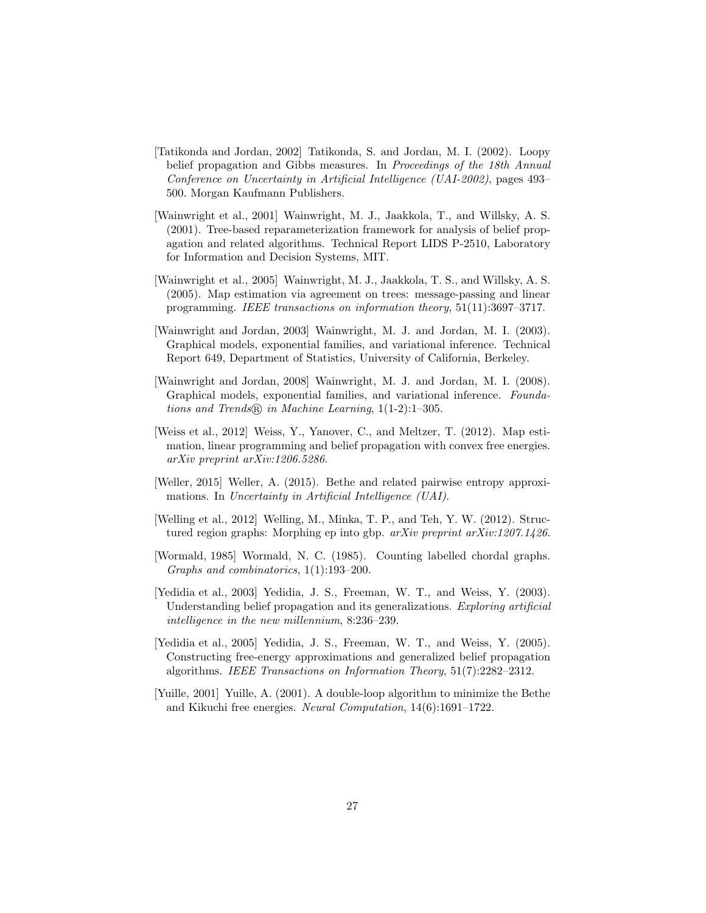[Tatikonda and Jordan, 2002] Tatikonda, S. and Jordan, M. I. (2002). Loopy belief propagation and Gibbs measures. In *Proceedings of the 18th Annual Conference on Uncertainty in Artificial Intelligence (UAI-2002)*, pages 493–500. Morgan Kaufmann Publishers.

[Wainwright et al., 2001] Wainwright, M. J., Jaakkola, T., and Willsky, A. S. (2001). Tree-based reparameterization framework for analysis of belief propagation and related algorithms. Technical Report LIDS P-2510, Laboratory for Information and Decision Systems, MIT.

[Wainwright et al., 2005] Wainwright, M. J., Jaakkola, T. S., and Willsky, A. S. (2005). Map estimation via agreement on trees: message-passing and linear programming. *IEEE transactions on information theory*, 51(11):3697–3717.

[Wainwright and Jordan, 2003] Wainwright, M. J. and Jordan, M. I. (2003). Graphical models, exponential families, and variational inference. Technical Report 649, Department of Statistics, University of California, Berkeley.

[Wainwright and Jordan, 2008] Wainwright, M. J. and Jordan, M. I. (2008). Graphical models, exponential families, and variational inference. *Foundations and Trends® in Machine Learning*, 1(1-2):1–305.

[Weiss et al., 2012] Weiss, Y., Yanover, C., and Meltzer, T. (2012). Map estimation, linear programming and belief propagation with convex free energies. *arXiv preprint arXiv:1206.5286*.

[Weller, 2015] Weller, A. (2015). Bethe and related pairwise entropy approximations. In *Uncertainty in Artificial Intelligence (UAI)*.

[Welling et al., 2012] Welling, M., Minka, T. P., and Teh, Y. W. (2012). Structured region graphs: Morphing ep into gbp. *arXiv preprint arXiv:1207.1426*.

[Wormald, 1985] Wormald, N. C. (1985). Counting labelled chordal graphs. *Graphs and combinatorics*, 1(1):193–200.

[Yedidia et al., 2003] Yedidia, J. S., Freeman, W. T., and Weiss, Y. (2003). Understanding belief propagation and its generalizations. *Exploring artificial intelligence in the new millennium*, 8:236–239.

[Yedidia et al., 2005] Yedidia, J. S., Freeman, W. T., and Weiss, Y. (2005). Constructing free-energy approximations and generalized belief propagation algorithms. *IEEE Transactions on Information Theory*, 51(7):2282–2312.

[Yuille, 2001] Yuille, A. (2001). A double-loop algorithm to minimize the Bethe and Kikuchi free energies. *Neural Computation*, 14(6):1691–1722.